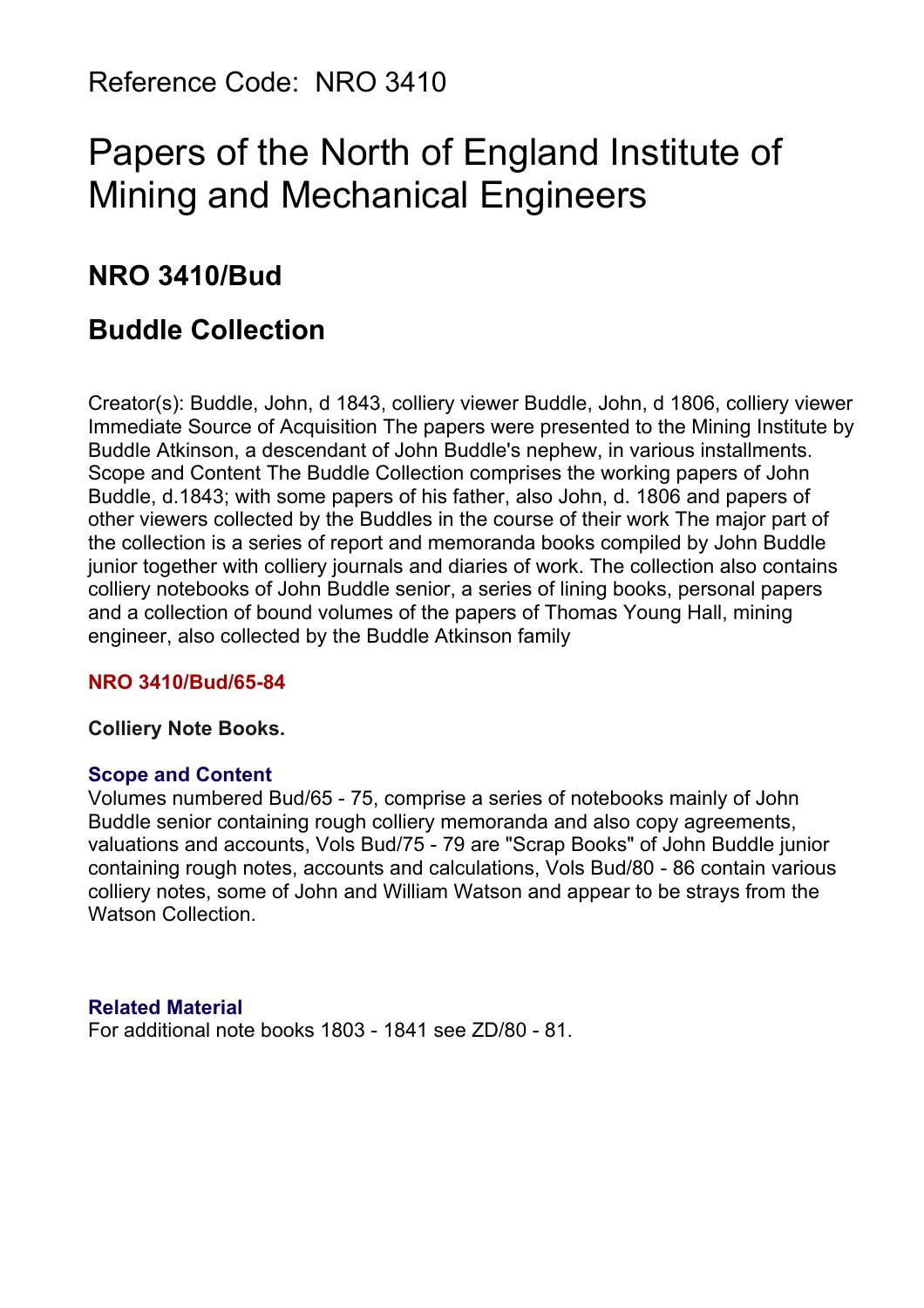Reference Code: NRO 3410

# Papers of the North of England Institute of Mining and Mechanical Engineers

## NRO 3410/Bud

## Buddle Collection

Creator(s): Buddle, John, d 1843, colliery viewer Buddle, John, d 1806, colliery viewer Immediate Source of Acquisition The papers were presented to the Mining Institute by Buddle Atkinson, a descendant of John Buddle's nephew, in various installments. Scope and Content The Buddle Collection comprises the working papers of John Buddle, d.1843; with some papers of his father, also John, d. 1806 and papers of other viewers collected by the Buddles in the course of their work The major part of the collection is a series of report and memoranda books compiled by John Buddle junior together with colliery journals and diaries of work. The collection also contains colliery notebooks of John Buddle senior, a series of lining books, personal papers and a collection of bound volumes of the papers of Thomas Young Hall, mining engineer, also collected by the Buddle Atkinson family

### NRO 3410/Bud/65-84

**Colliery Note Books.**

#### Scope and Content

Volumes numbered Bud/65 - 75, comprise a series of notebooks mainly of John Buddle senior containing rough colliery memoranda and also copy agreements, valuations and accounts, Vols Bud/75 - 79 are "Scrap Books" of John Buddle junior containing rough notes, accounts and calculations, Vols Bud/80 - 86 contain various colliery notes, some of John and William Watson and appear to be strays from the Watson Collection.

#### Related Material

For additional note books 1803 - 1841 see ZD/80 - 81.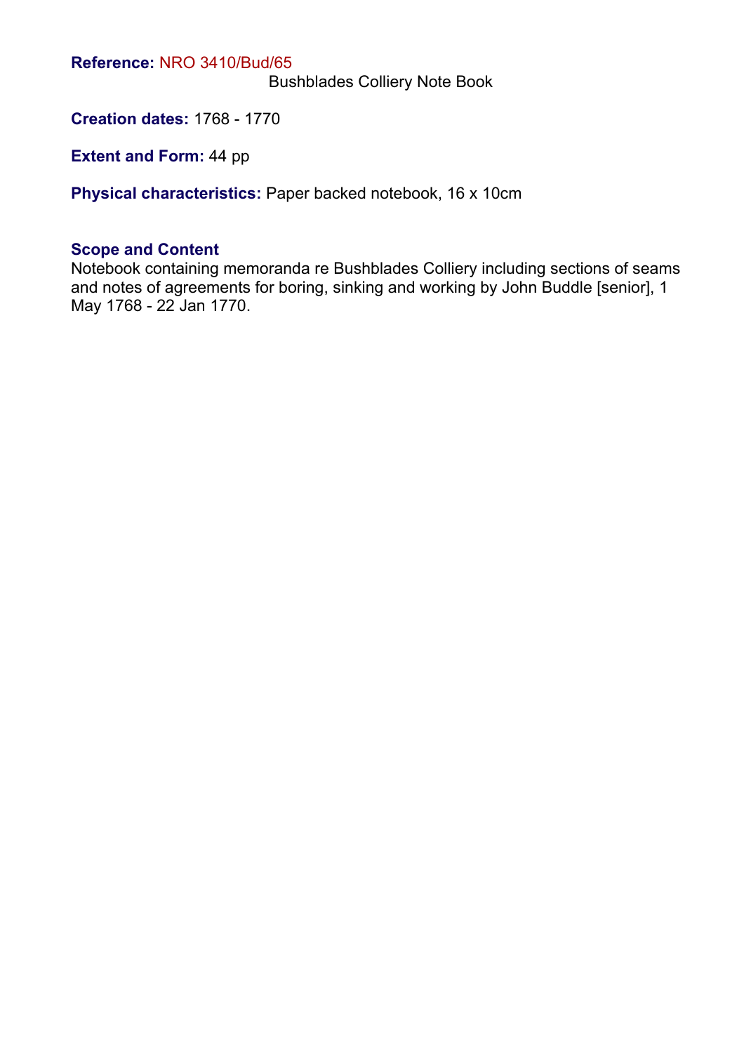**Reference:** NRO 3410/Bud/65

Bushblades Colliery Note Book

**Creation dates:** 1768 - 1770

**Extent and Form:** 44 pp

**Physical characteristics:** Paper backed notebook, 16 x 10cm

**Scope and Content**

Notebook containing memoranda re Bushblades Colliery including sections of seams and notes of agreements for boring, sinking and working by John Buddle [senior], 1 May 1768 - 22 Jan 1770.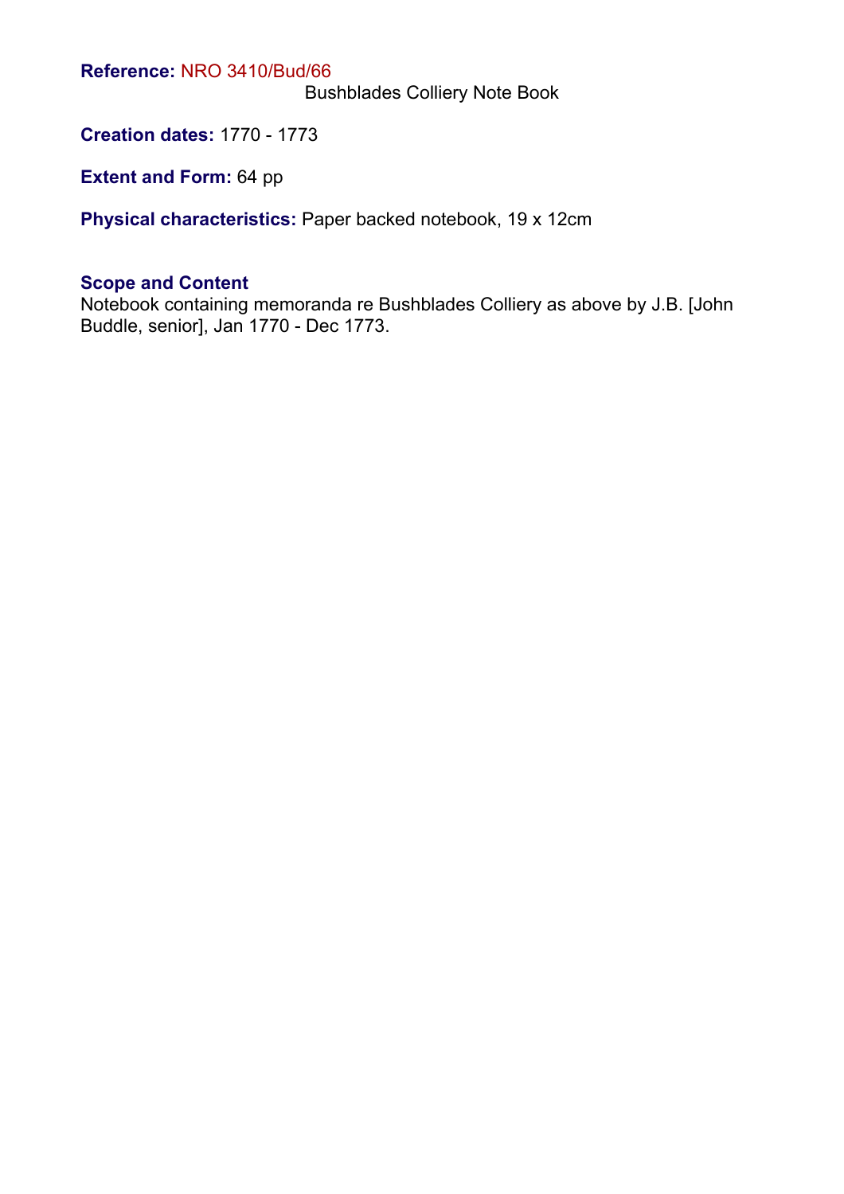**Reference:** NRO 3410/Bud/66

Bushblades Colliery Note Book

**Creation dates:** 1770 - 1773

**Extent and Form:** 64 pp

**Physical characteristics:** Paper backed notebook, 19 x 12cm

**Scope and Content**

Notebook containing memoranda re Bushblades Colliery as above by J.B. [John Buddle, senior], Jan 1770 - Dec 1773.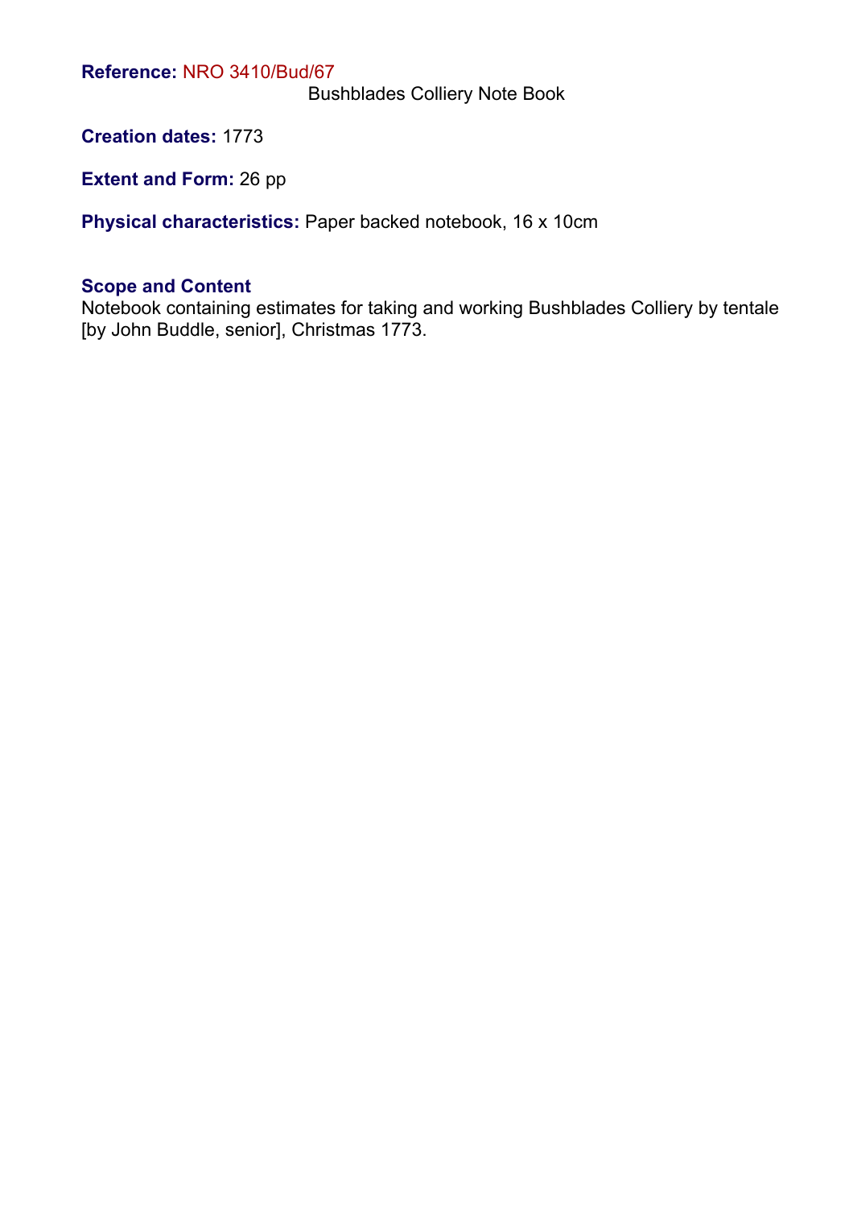**Reference:** NRO 3410/Bud/67

Bushblades Colliery Note Book

**Creation dates:** 1773

**Extent and Form:** 26 pp

**Physical characteristics:** Paper backed notebook, 16 x 10cm

**Scope and Content**

Notebook containing estimates for taking and working Bushblades Colliery by tentale [by John Buddle, senior], Christmas 1773.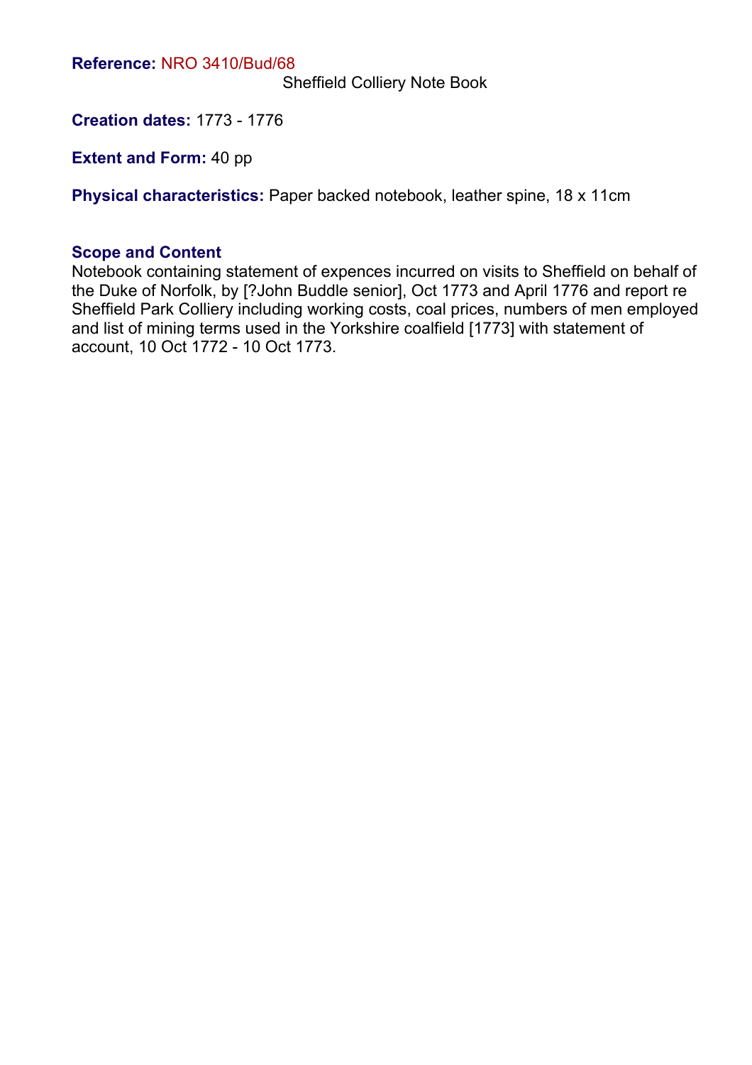**Reference:** NRO 3410/Bud/68

Sheffield Colliery Note Book

**Creation dates:** 1773 - 1776

**Extent and Form:** 40 pp

**Physical characteristics:** Paper backed notebook, leather spine, 18 x 11cm

**Scope and Content**

Notebook containing statement of expences incurred on visits to Sheffield on behalf of the Duke of Norfolk, by [?John Buddle senior], Oct 1773 and April 1776 and report re Sheffield Park Colliery including working costs, coal prices, numbers of men employed and list of mining terms used in the Yorkshire coalfield [1773] with statement of account, 10 Oct 1772 - 10 Oct 1773.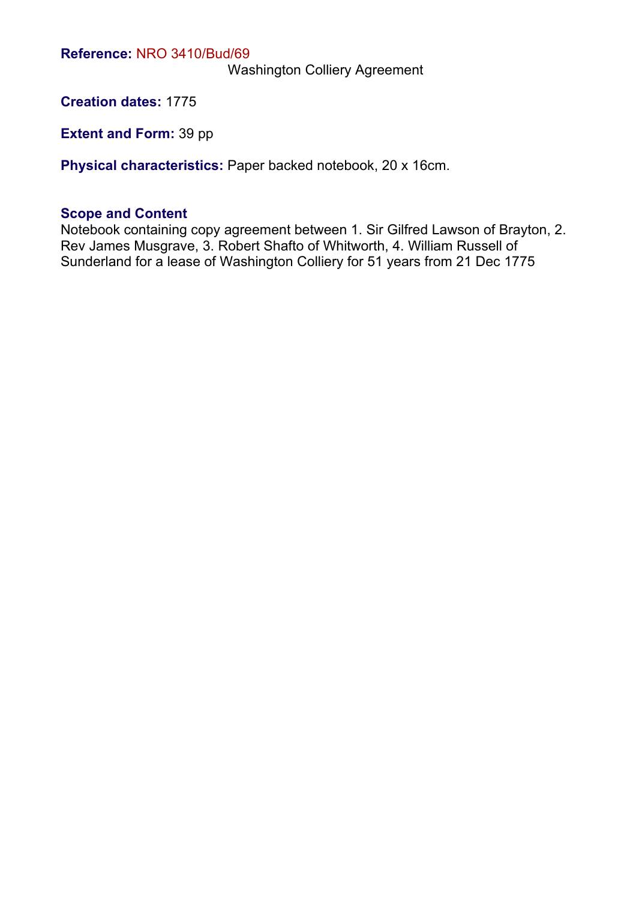**Reference:** NRO 3410/Bud/69

Washington Colliery Agreement

**Creation dates:** 1775

**Extent and Form:** 39 pp

**Physical characteristics:** Paper backed notebook, 20 x 16cm.

**Scope and Content**

Notebook containing copy agreement between 1. Sir Gilfred Lawson of Brayton, 2. Rev James Musgrave, 3. Robert Shafto of Whitworth, 4. William Russell of Sunderland for a lease of Washington Colliery for 51 years from 21 Dec 1775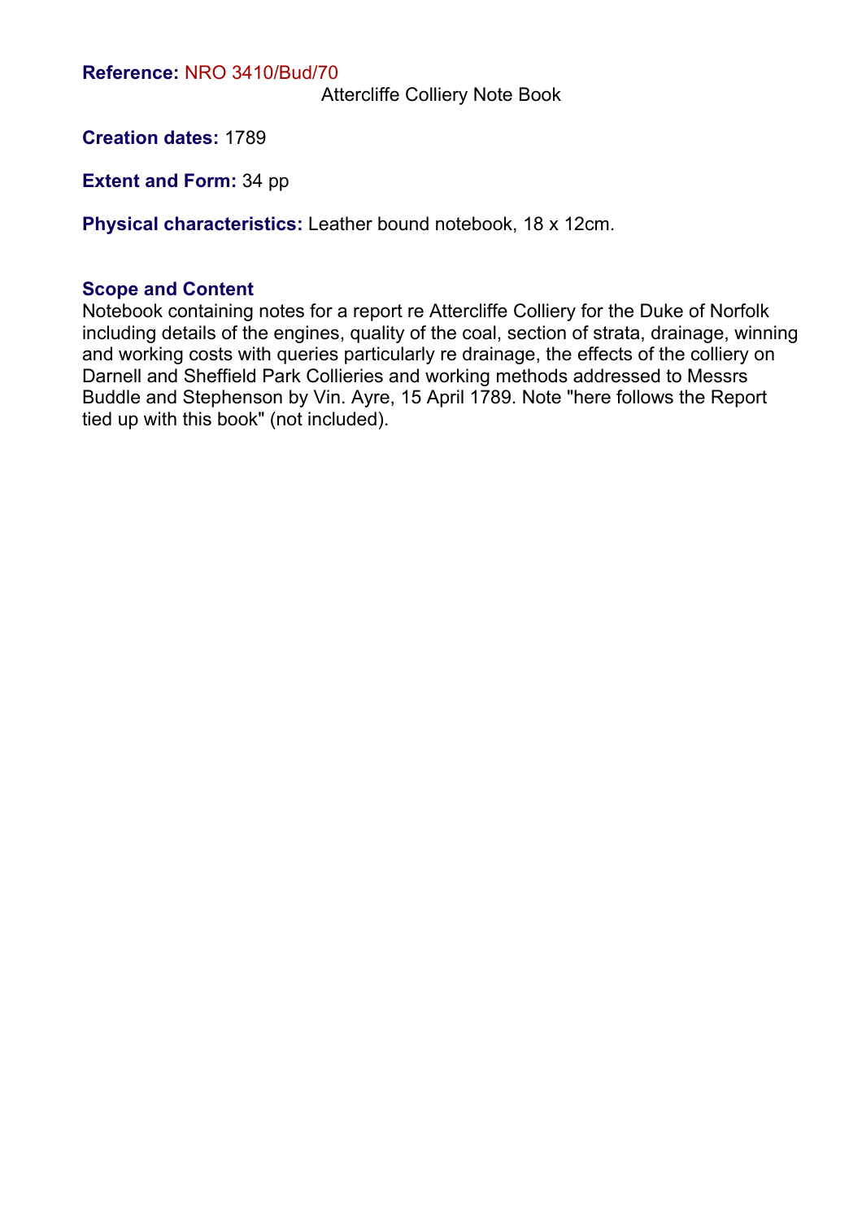**Reference:** NRO 3410/Bud/70

Attercliffe Colliery Note Book

**Creation dates:** 1789

**Extent and Form:** 34 pp

**Physical characteristics:** Leather bound notebook, 18 x 12cm.

### Scope and Content

Notebook containing notes for a report re Attercliffe Colliery for the Duke of Norfolk including details of the engines, quality of the coal, section of strata, drainage, winning and working costs with queries particularly re drainage, the effects of the colliery on Darnell and Sheffield Park Collieries and working methods addressed to Messrs Buddle and Stephenson by Vin. Ayre, 15 April 1789. Note "here follows the Report tied up with this book" (not included).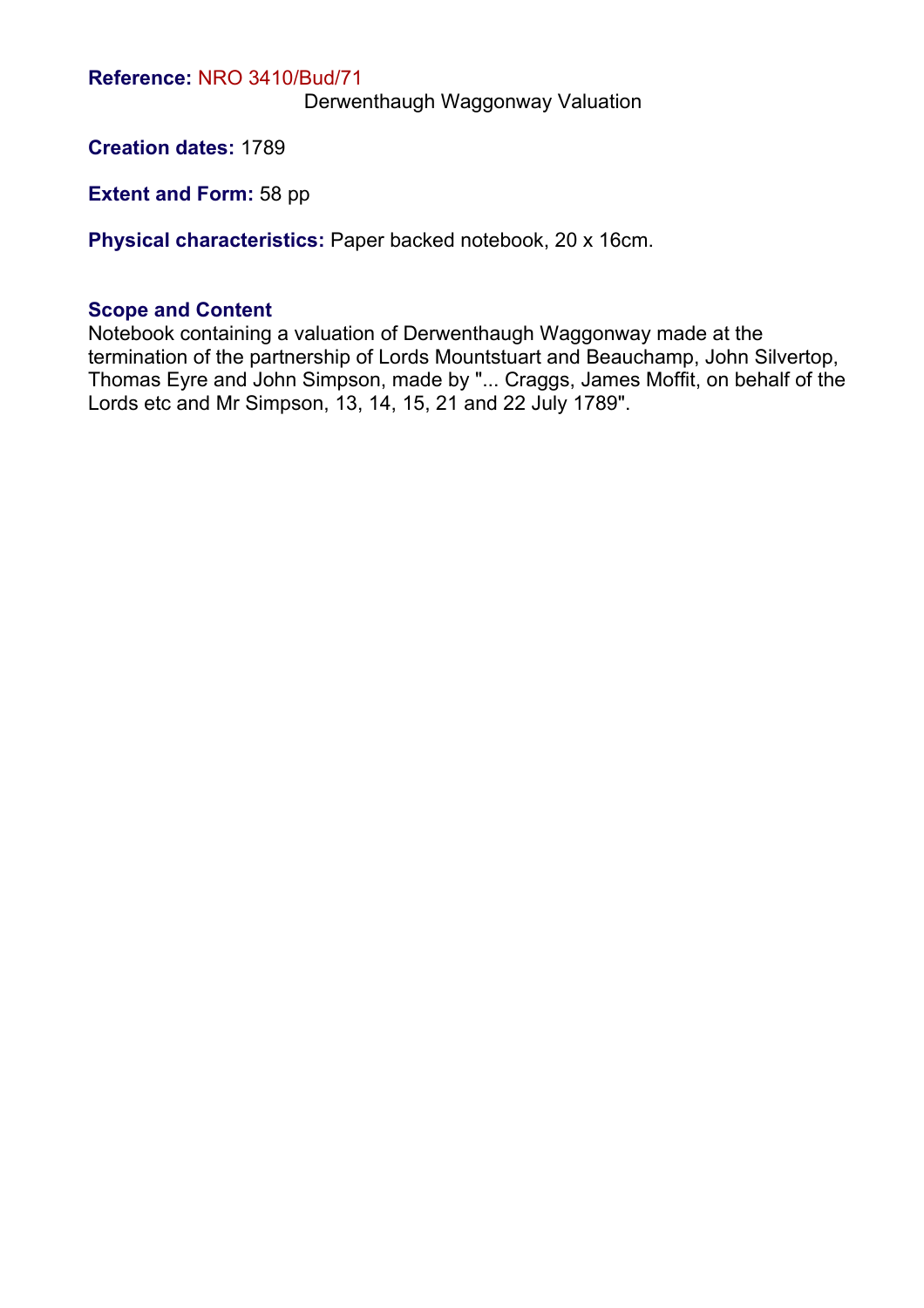**Reference:** NRO 3410/Bud/71

Derwenthaugh Waggonway Valuation

**Creation dates:** 1789

**Extent and Form:** 58 pp

**Physical characteristics:** Paper backed notebook, 20 x 16cm.

**Scope and Content**

Notebook containing a valuation of Derwenthaugh Waggonway made at the termination of the partnership of Lords Mountstuart and Beauchamp, John Silvertop, Thomas Eyre and John Simpson, made by "... Craggs, James Moffit, on behalf of the Lords etc and Mr Simpson, 13, 14, 15, 21 and 22 July 1789".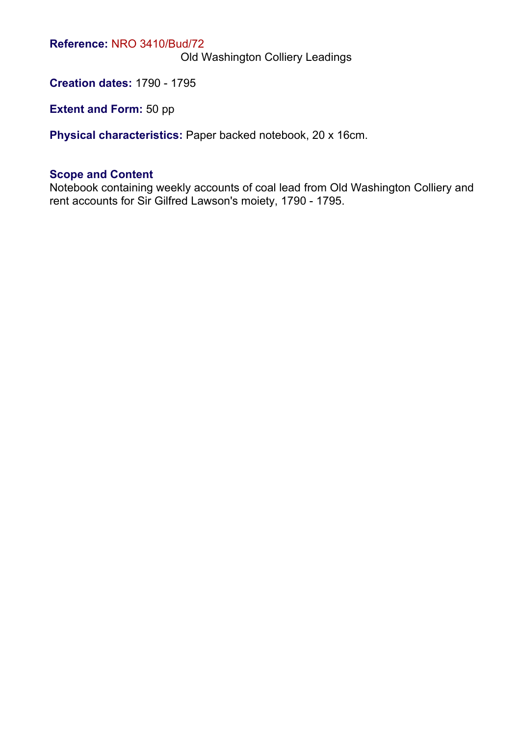**Reference:** NRO 3410/Bud/72

Old Washington Colliery Leadings

**Creation dates:** 1790 - 1795

**Extent and Form:** 50 pp

**Physical characteristics:** Paper backed notebook, 20 x 16cm.

## Scope and Content

Notebook containing weekly accounts of coal lead from Old Washington Colliery and rent accounts for Sir Gilfred Lawson's moiety, 1790 - 1795.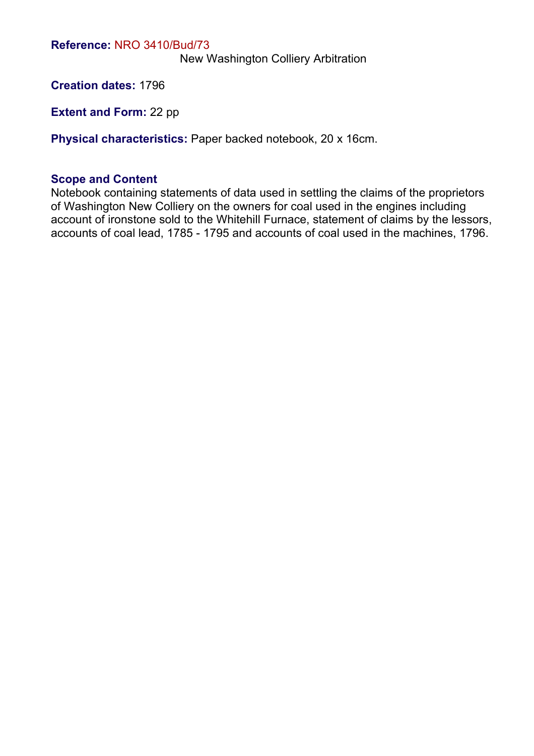**Reference:** NRO 3410/Bud/73

New Washington Colliery Arbitration

**Creation dates:** 1796

**Extent and Form:** 22 pp

**Physical characteristics:** Paper backed notebook, 20 x 16cm.

**Scope and Content**

Notebook containing statements of data used in settling the claims of the proprietors of Washington New Colliery on the owners for coal used in the engines including account of ironstone sold to the Whitehill Furnace, statement of claims by the lessors, accounts of coal lead, 1785 - 1795 and accounts of coal used in the machines, 1796.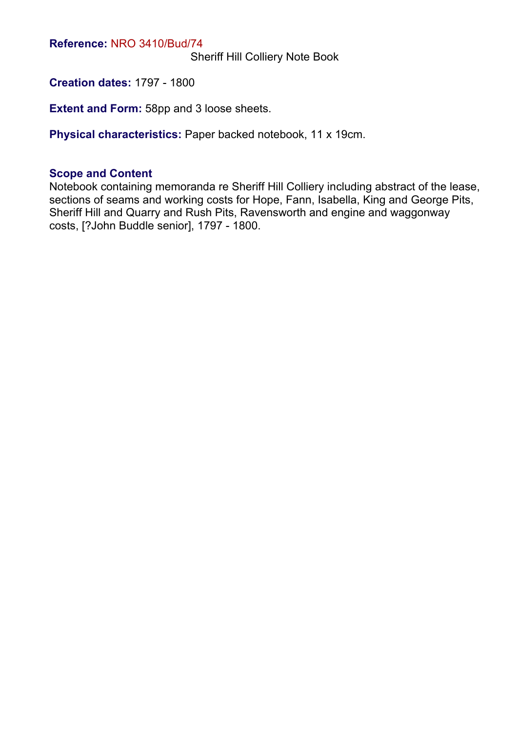**Reference:** NRO 3410/Bud/74

Sheriff Hill Colliery Note Book

**Creation dates:** 1797 - 1800

**Extent and Form:** 58pp and 3 loose sheets.

**Physical characteristics:** Paper backed notebook, 11 x 19cm.

**Scope and Content**

Notebook containing memoranda re Sheriff Hill Colliery including abstract of the lease, sections of seams and working costs for Hope, Fann, Isabella, King and George Pits, Sheriff Hill and Quarry and Rush Pits, Ravensworth and engine and waggonway costs, [?John Buddle senior], 1797 - 1800.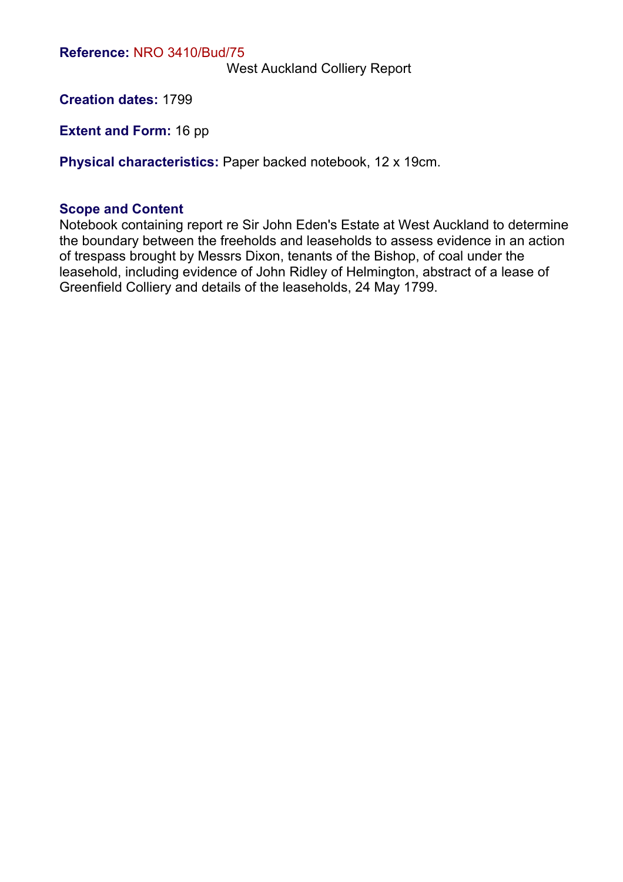**Reference:** NRO 3410/Bud/75

West Auckland Colliery Report

**Creation dates:** 1799

**Extent and Form:** 16 pp

**Physical characteristics:** Paper backed notebook, 12 x 19cm.

### Scope and Content

Notebook containing report re Sir John Eden's Estate at West Auckland to determine the boundary between the freeholds and leaseholds to assess evidence in an action of trespass brought by Messrs Dixon, tenants of the Bishop, of coal under the leasehold, including evidence of John Ridley of Helmington, abstract of a lease of Greenfield Colliery and details of the leaseholds, 24 May 1799.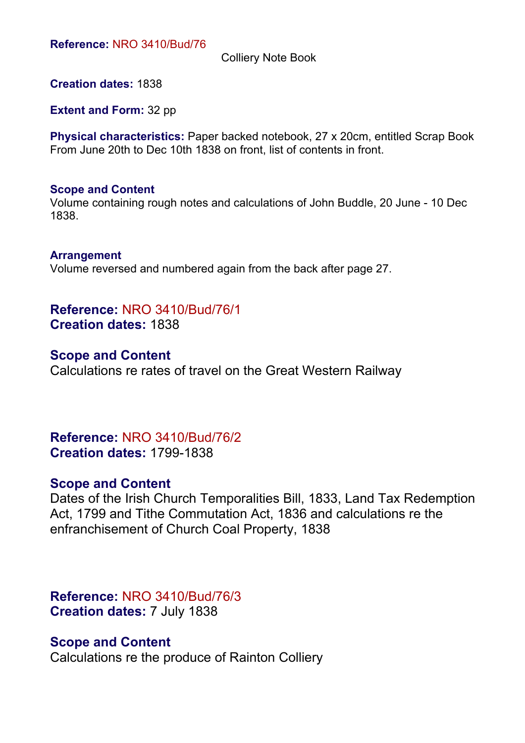**Reference:** NRO 3410/Bud/76

Colliery Note Book

**Creation dates:** 1838

**Extent and Form:** 32 pp

**Physical characteristics:** Paper backed notebook, 27 x 20cm, entitled Scrap Book From June 20th to Dec 10th 1838 on front, list of contents in front.

**Scope and Content**
Volume containing rough notes and calculations of John Buddle, 20 June - 10 Dec 1838.

**Arrangement**
Volume reversed and numbered again from the back after page 27.

**Reference:** NRO 3410/Bud/76/1
**Creation dates:** 1838

**Scope and Content**
Calculations re rates of travel on the Great Western Railway

**Reference:** NRO 3410/Bud/76/2
**Creation dates:** 1799-1838

**Scope and Content**
Dates of the Irish Church Temporalities Bill, 1833, Land Tax Redemption Act, 1799 and Tithe Commutation Act, 1836 and calculations re the enfranchisement of Church Coal Property, 1838

**Reference:** NRO 3410/Bud/76/3
**Creation dates:** 7 July 1838

**Scope and Content**
Calculations re the produce of Rainton Colliery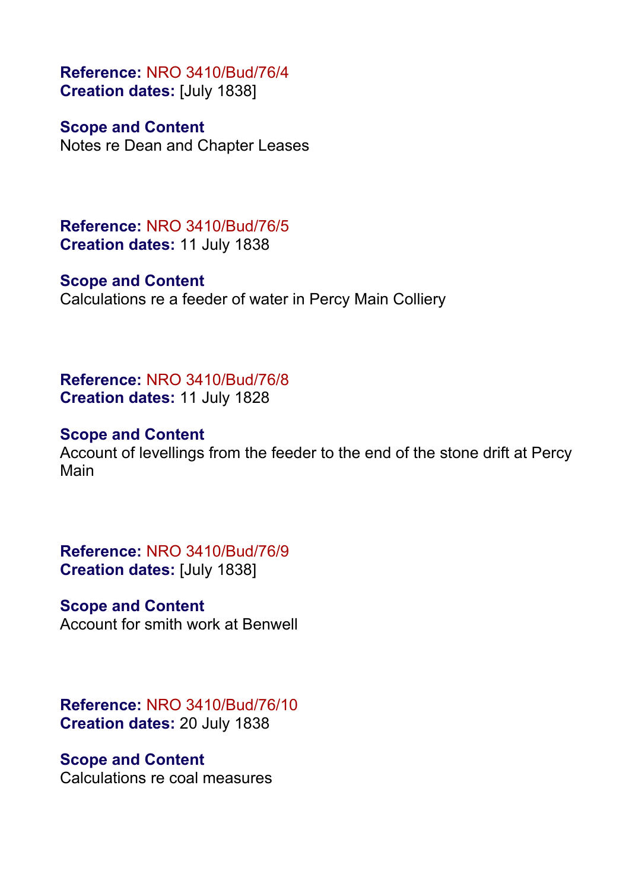**Reference:** NRO 3410/Bud/76/4
**Creation dates:** [July 1838]

**Scope and Content**
Notes re Dean and Chapter Leases

**Reference:** NRO 3410/Bud/76/5
**Creation dates:** 11 July 1838

**Scope and Content**
Calculations re a feeder of water in Percy Main Colliery

**Reference:** NRO 3410/Bud/76/8
**Creation dates:** 11 July 1828

**Scope and Content**
Account of levellings from the feeder to the end of the stone drift at Percy Main

**Reference:** NRO 3410/Bud/76/9
**Creation dates:** [July 1838]

**Scope and Content**
Account for smith work at Benwell

**Reference:** NRO 3410/Bud/76/10
**Creation dates:** 20 July 1838

**Scope and Content**
Calculations re coal measures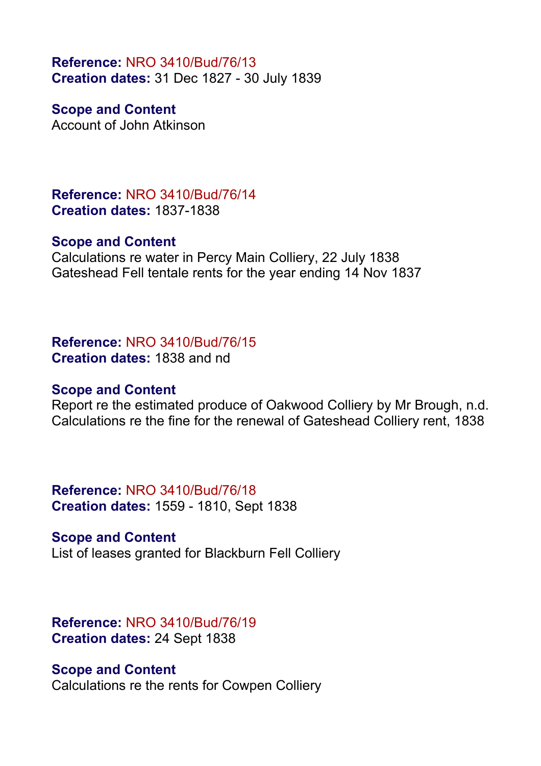**Reference:** NRO 3410/Bud/76/13
**Creation dates:** 31 Dec 1827 - 30 July 1839

**Scope and Content**
Account of John Atkinson

**Reference:** NRO 3410/Bud/76/14
**Creation dates:** 1837-1838

**Scope and Content**
Calculations re water in Percy Main Colliery, 22 July 1838
Gateshead Fell tentale rents for the year ending 14 Nov 1837

**Reference:** NRO 3410/Bud/76/15
**Creation dates:** 1838 and nd

**Scope and Content**
Report re the estimated produce of Oakwood Colliery by Mr Brough, n.d.
Calculations re the fine for the renewal of Gateshead Colliery rent, 1838

**Reference:** NRO 3410/Bud/76/18
**Creation dates:** 1559 - 1810, Sept 1838

**Scope and Content**
List of leases granted for Blackburn Fell Colliery

**Reference:** NRO 3410/Bud/76/19
**Creation dates:** 24 Sept 1838

**Scope and Content**
Calculations re the rents for Cowpen Colliery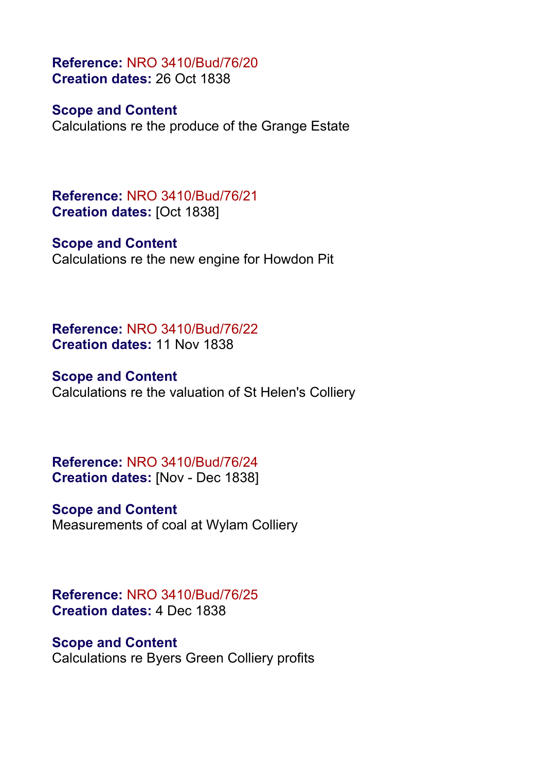**Reference:** NRO 3410/Bud/76/20
**Creation dates:** 26 Oct 1838

**Scope and Content**
Calculations re the produce of the Grange Estate

**Reference:** NRO 3410/Bud/76/21
**Creation dates:** [Oct 1838]

**Scope and Content**
Calculations re the new engine for Howdon Pit

**Reference:** NRO 3410/Bud/76/22
**Creation dates:** 11 Nov 1838

**Scope and Content**
Calculations re the valuation of St Helen's Colliery

**Reference:** NRO 3410/Bud/76/24
**Creation dates:** [Nov - Dec 1838]

**Scope and Content**
Measurements of coal at Wylam Colliery

**Reference:** NRO 3410/Bud/76/25
**Creation dates:** 4 Dec 1838

**Scope and Content**
Calculations re Byers Green Colliery profits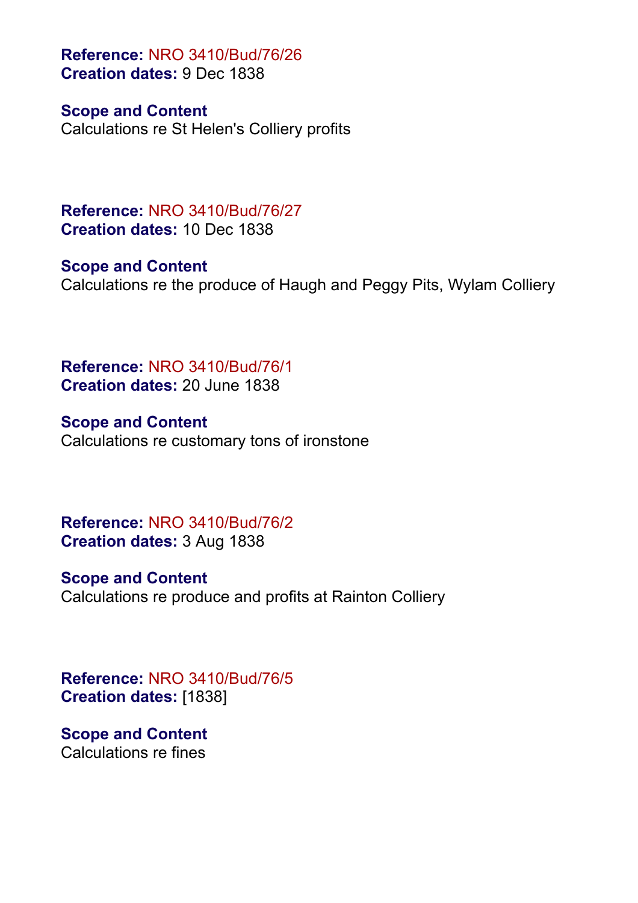**Reference:** NRO 3410/Bud/76/26
**Creation dates:** 9 Dec 1838

**Scope and Content**
Calculations re St Helen's Colliery profits

**Reference:** NRO 3410/Bud/76/27
**Creation dates:** 10 Dec 1838

**Scope and Content**
Calculations re the produce of Haugh and Peggy Pits, Wylam Colliery

**Reference:** NRO 3410/Bud/76/1
**Creation dates:** 20 June 1838

**Scope and Content**
Calculations re customary tons of ironstone

**Reference:** NRO 3410/Bud/76/2
**Creation dates:** 3 Aug 1838

**Scope and Content**
Calculations re produce and profits at Rainton Colliery

**Reference:** NRO 3410/Bud/76/5
**Creation dates:** [1838]

**Scope and Content**
Calculations re fines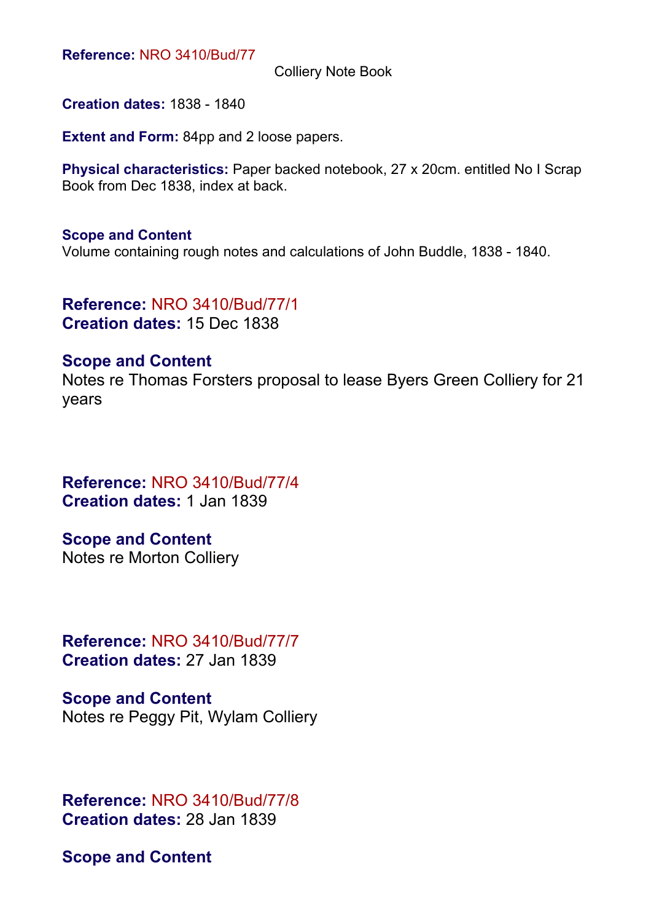**Reference:** NRO 3410/Bud/77

Colliery Note Book

**Creation dates:** 1838 - 1840

**Extent and Form:** 84pp and 2 loose papers.

**Physical characteristics:** Paper backed notebook, 27 x 20cm. entitled No I Scrap Book from Dec 1838, index at back.

**Scope and Content**
Volume containing rough notes and calculations of John Buddle, 1838 - 1840.

**Reference:** NRO 3410/Bud/77/1
**Creation dates:** 15 Dec 1838

**Scope and Content**
Notes re Thomas Forsters proposal to lease Byers Green Colliery for 21 years

**Reference:** NRO 3410/Bud/77/4
**Creation dates:** 1 Jan 1839

**Scope and Content**
Notes re Morton Colliery

**Reference:** NRO 3410/Bud/77/7
**Creation dates:** 27 Jan 1839

**Scope and Content**
Notes re Peggy Pit, Wylam Colliery

**Reference:** NRO 3410/Bud/77/8
**Creation dates:** 28 Jan 1839

**Scope and Content**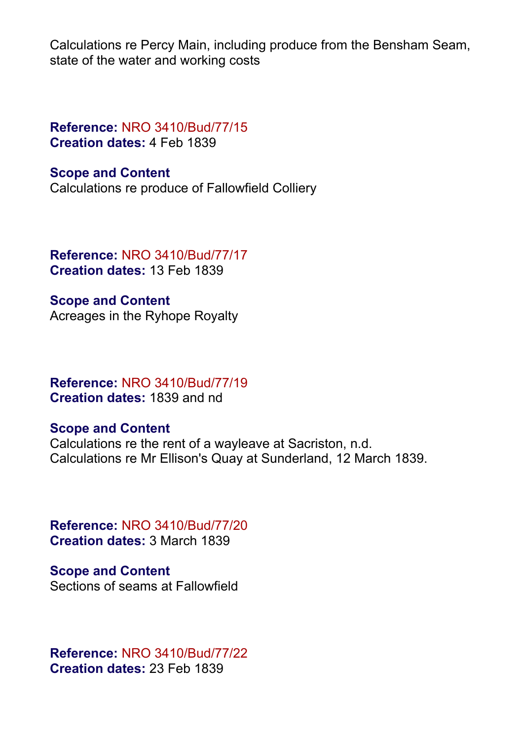Calculations re Percy Main, including produce from the Bensham Seam, state of the water and working costs

**Reference:** NRO 3410/Bud/77/15
**Creation dates:** 4 Feb 1839

**Scope and Content**
Calculations re produce of Fallowfield Colliery

**Reference:** NRO 3410/Bud/77/17
**Creation dates:** 13 Feb 1839

**Scope and Content**
Acreages in the Ryhope Royalty

**Reference:** NRO 3410/Bud/77/19
**Creation dates:** 1839 and nd

**Scope and Content**
Calculations re the rent of a wayleave at Sacriston, n.d.
Calculations re Mr Ellison's Quay at Sunderland, 12 March 1839.

**Reference:** NRO 3410/Bud/77/20
**Creation dates:** 3 March 1839

**Scope and Content**
Sections of seams at Fallowfield

**Reference:** NRO 3410/Bud/77/22
**Creation dates:** 23 Feb 1839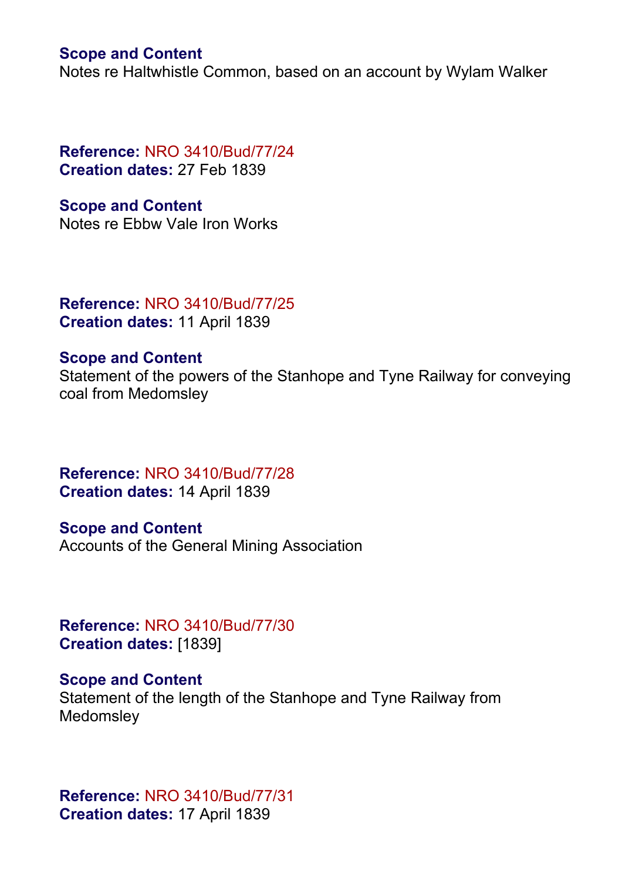**Scope and Content**
Notes re Haltwhistle Common, based on an account by Wylam Walker

**Reference:** NRO 3410/Bud/77/24
**Creation dates:** 27 Feb 1839

**Scope and Content**
Notes re Ebbw Vale Iron Works

**Reference:** NRO 3410/Bud/77/25
**Creation dates:** 11 April 1839

**Scope and Content**
Statement of the powers of the Stanhope and Tyne Railway for conveying coal from Medomsley

**Reference:** NRO 3410/Bud/77/28
**Creation dates:** 14 April 1839

**Scope and Content**
Accounts of the General Mining Association

**Reference:** NRO 3410/Bud/77/30
**Creation dates:** [1839]

**Scope and Content**
Statement of the length of the Stanhope and Tyne Railway from Medomsley

**Reference:** NRO 3410/Bud/77/31
**Creation dates:** 17 April 1839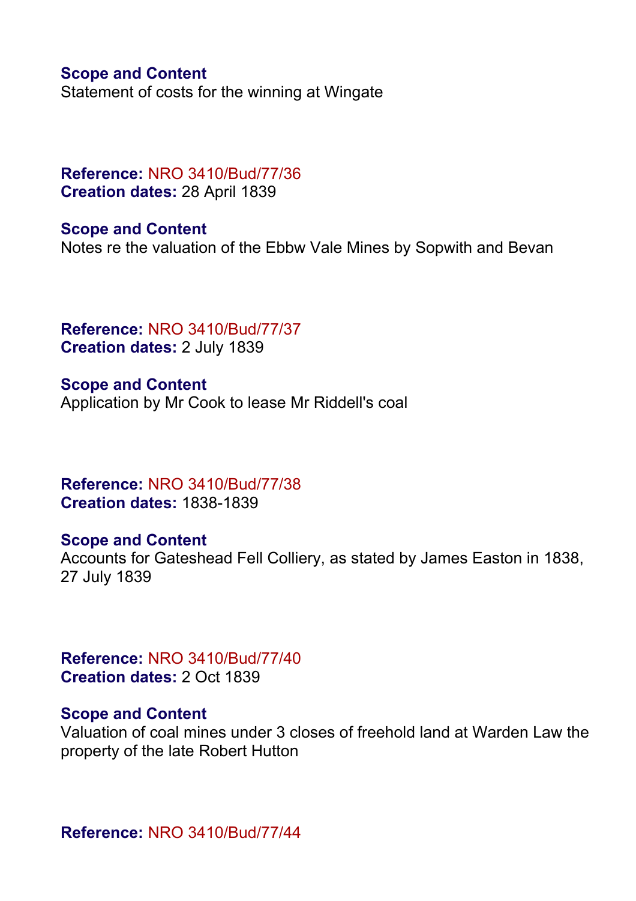**Scope and Content**
Statement of costs for the winning at Wingate

**Reference:** NRO 3410/Bud/77/36
**Creation dates:** 28 April 1839

**Scope and Content**
Notes re the valuation of the Ebbw Vale Mines by Sopwith and Bevan

**Reference:** NRO 3410/Bud/77/37
**Creation dates:** 2 July 1839

**Scope and Content**
Application by Mr Cook to lease Mr Riddell's coal

**Reference:** NRO 3410/Bud/77/38
**Creation dates:** 1838-1839

**Scope and Content**
Accounts for Gateshead Fell Colliery, as stated by James Easton in 1838, 27 July 1839

**Reference:** NRO 3410/Bud/77/40
**Creation dates:** 2 Oct 1839

**Scope and Content**
Valuation of coal mines under 3 closes of freehold land at Warden Law the property of the late Robert Hutton

**Reference:** NRO 3410/Bud/77/44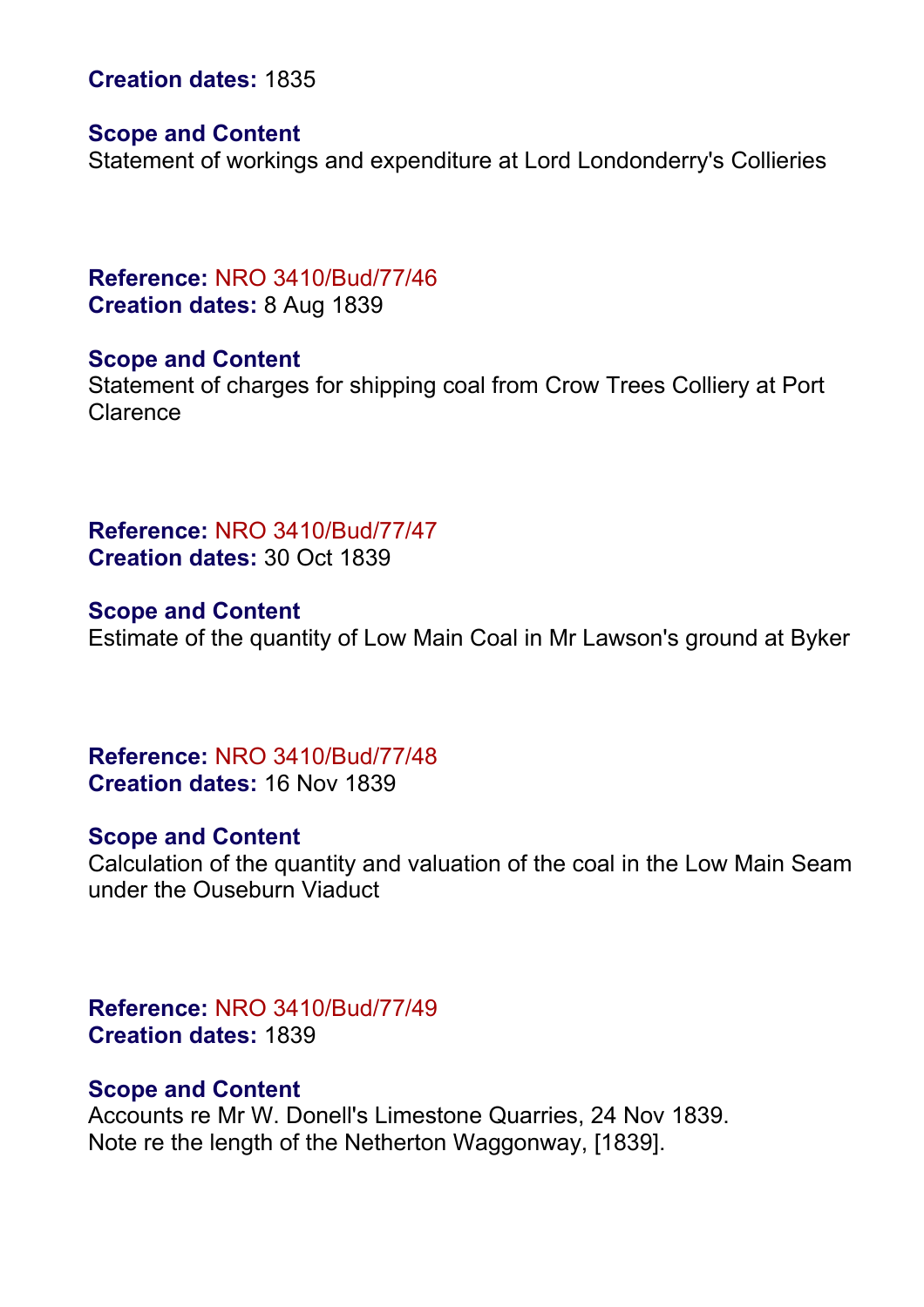**Creation dates:** 1835

**Scope and Content**
Statement of workings and expenditure at Lord Londonderry's Collieries

**Reference:** NRO 3410/Bud/77/46
**Creation dates:** 8 Aug 1839

**Scope and Content**
Statement of charges for shipping coal from Crow Trees Colliery at Port Clarence

**Reference:** NRO 3410/Bud/77/47
**Creation dates:** 30 Oct 1839

**Scope and Content**
Estimate of the quantity of Low Main Coal in Mr Lawson's ground at Byker

**Reference:** NRO 3410/Bud/77/48
**Creation dates:** 16 Nov 1839

**Scope and Content**
Calculation of the quantity and valuation of the coal in the Low Main Seam under the Ouseburn Viaduct

**Reference:** NRO 3410/Bud/77/49
**Creation dates:** 1839

**Scope and Content**
Accounts re Mr W. Donell's Limestone Quarries, 24 Nov 1839.
Note re the length of the Netherton Waggonway, [1839].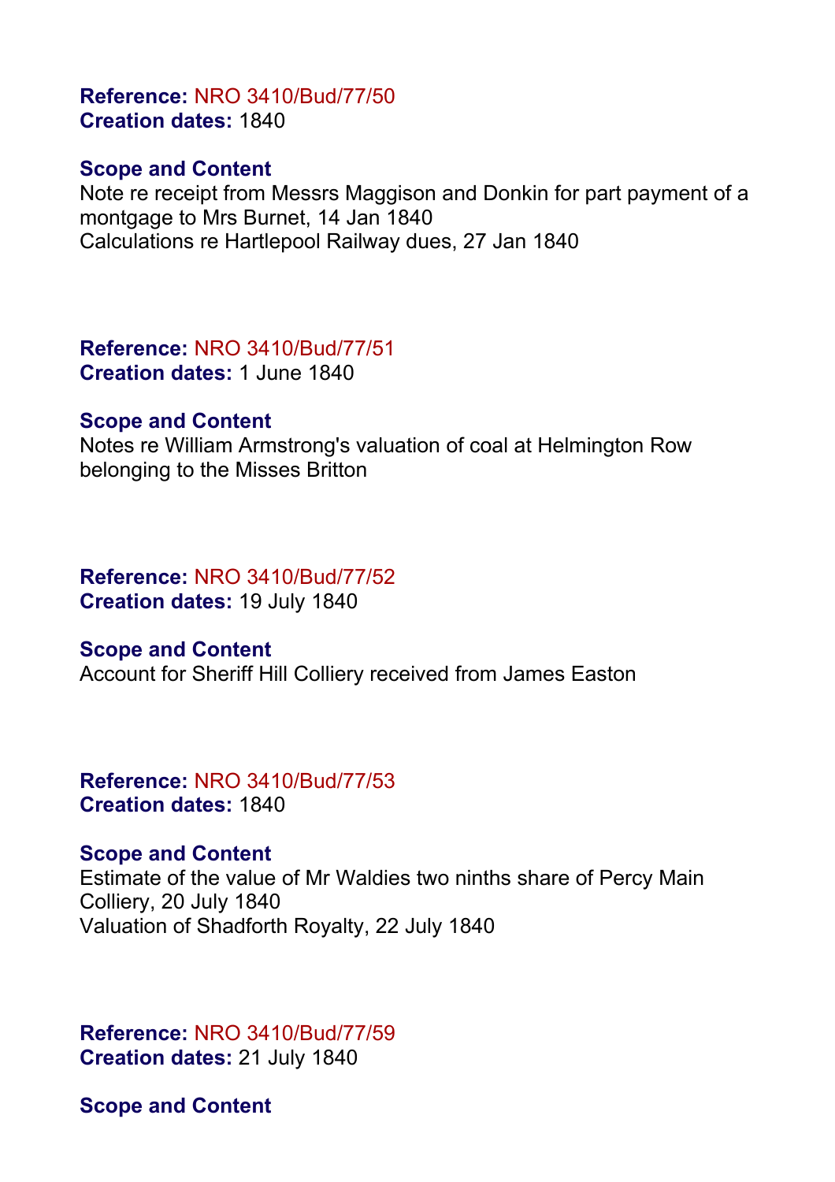**Reference:** NRO 3410/Bud/77/50
**Creation dates:** 1840

**Scope and Content**
Note re receipt from Messrs Maggison and Donkin for part payment of a montgage to Mrs Burnet, 14 Jan 1840
Calculations re Hartlepool Railway dues, 27 Jan 1840

**Reference:** NRO 3410/Bud/77/51
**Creation dates:** 1 June 1840

**Scope and Content**
Notes re William Armstrong's valuation of coal at Helmington Row belonging to the Misses Britton

**Reference:** NRO 3410/Bud/77/52
**Creation dates:** 19 July 1840

**Scope and Content**
Account for Sheriff Hill Colliery received from James Easton

**Reference:** NRO 3410/Bud/77/53
**Creation dates:** 1840

**Scope and Content**
Estimate of the value of Mr Waldies two ninths share of Percy Main Colliery, 20 July 1840
Valuation of Shadforth Royalty, 22 July 1840

**Reference:** NRO 3410/Bud/77/59
**Creation dates:** 21 July 1840

**Scope and Content**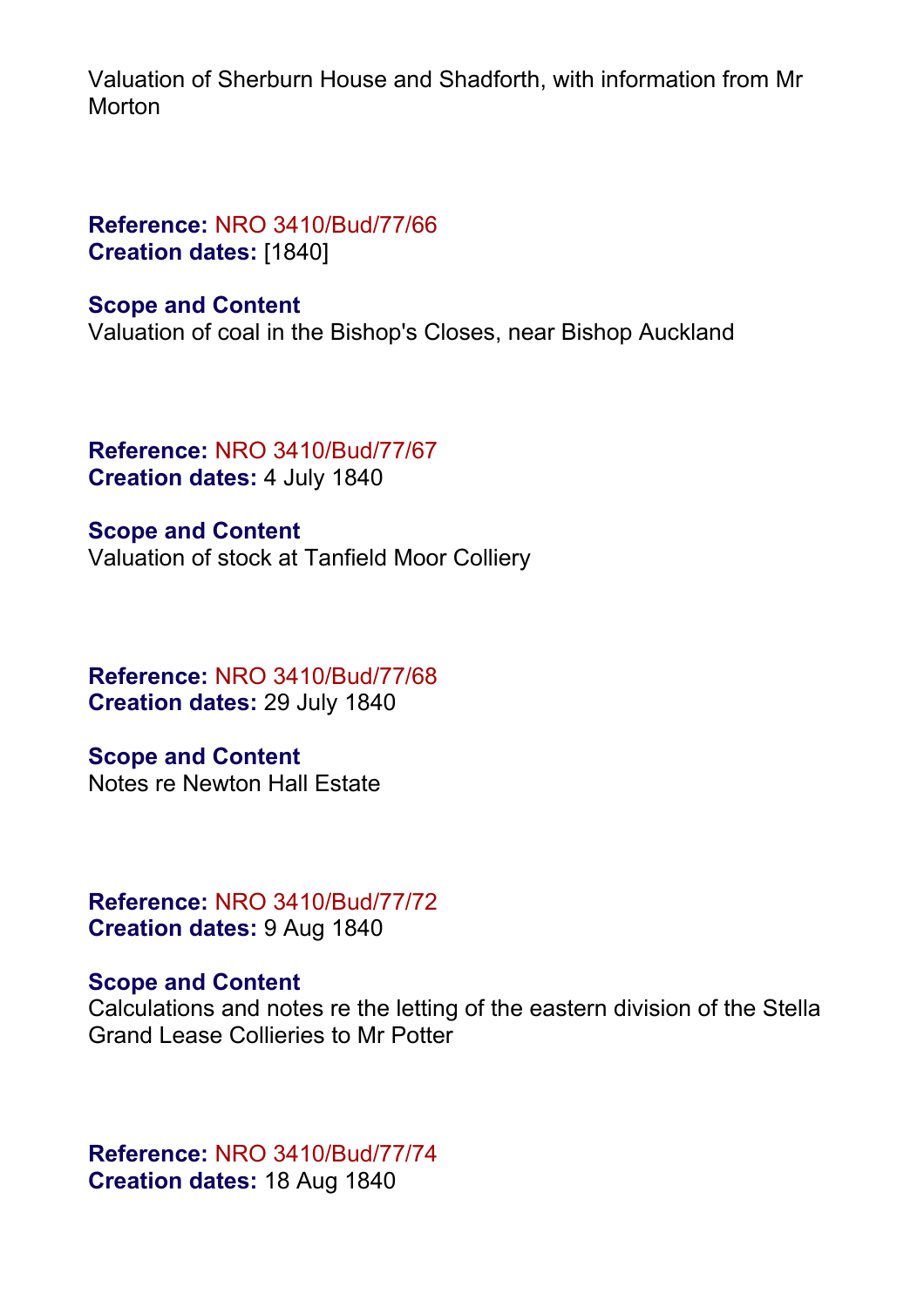Valuation of Sherburn House and Shadforth, with information from Mr Morton

**Reference:** NRO 3410/Bud/77/66
**Creation dates:** [1840]

**Scope and Content**
Valuation of coal in the Bishop's Closes, near Bishop Auckland

**Reference:** NRO 3410/Bud/77/67
**Creation dates:** 4 July 1840

**Scope and Content**
Valuation of stock at Tanfield Moor Colliery

**Reference:** NRO 3410/Bud/77/68
**Creation dates:** 29 July 1840

**Scope and Content**
Notes re Newton Hall Estate

**Reference:** NRO 3410/Bud/77/72
**Creation dates:** 9 Aug 1840

**Scope and Content**
Calculations and notes re the letting of the eastern division of the Stella Grand Lease Collieries to Mr Potter

**Reference:** NRO 3410/Bud/77/74
**Creation dates:** 18 Aug 1840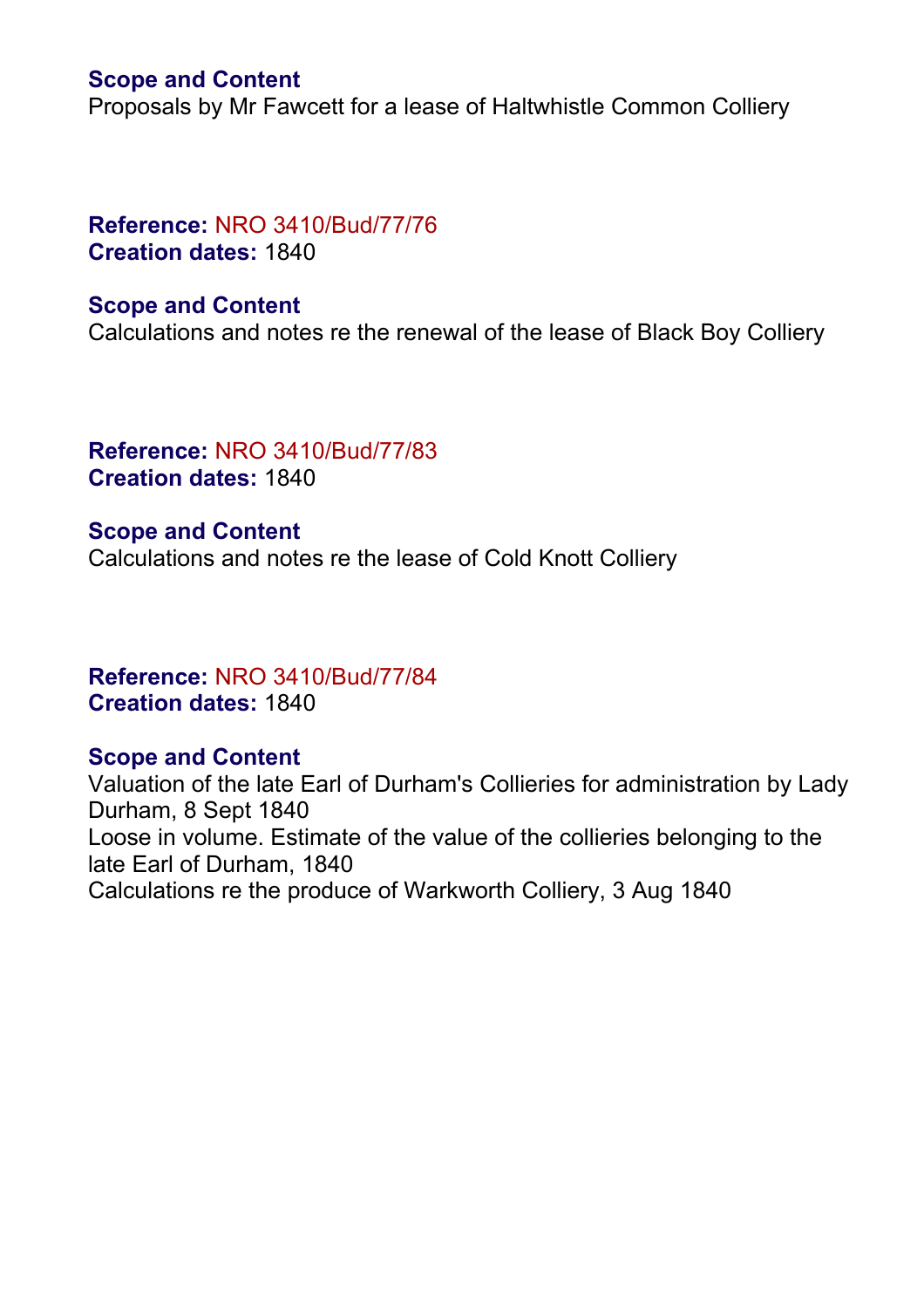**Scope and Content**
Proposals by Mr Fawcett for a lease of Haltwhistle Common Colliery

**Reference:** NRO 3410/Bud/77/76
**Creation dates:** 1840

**Scope and Content**
Calculations and notes re the renewal of the lease of Black Boy Colliery

**Reference:** NRO 3410/Bud/77/83
**Creation dates:** 1840

**Scope and Content**
Calculations and notes re the lease of Cold Knott Colliery

**Reference:** NRO 3410/Bud/77/84
**Creation dates:** 1840

**Scope and Content**
Valuation of the late Earl of Durham's Collieries for administration by Lady Durham, 8 Sept 1840
Loose in volume. Estimate of the value of the collieries belonging to the late Earl of Durham, 1840
Calculations re the produce of Warkworth Colliery, 3 Aug 1840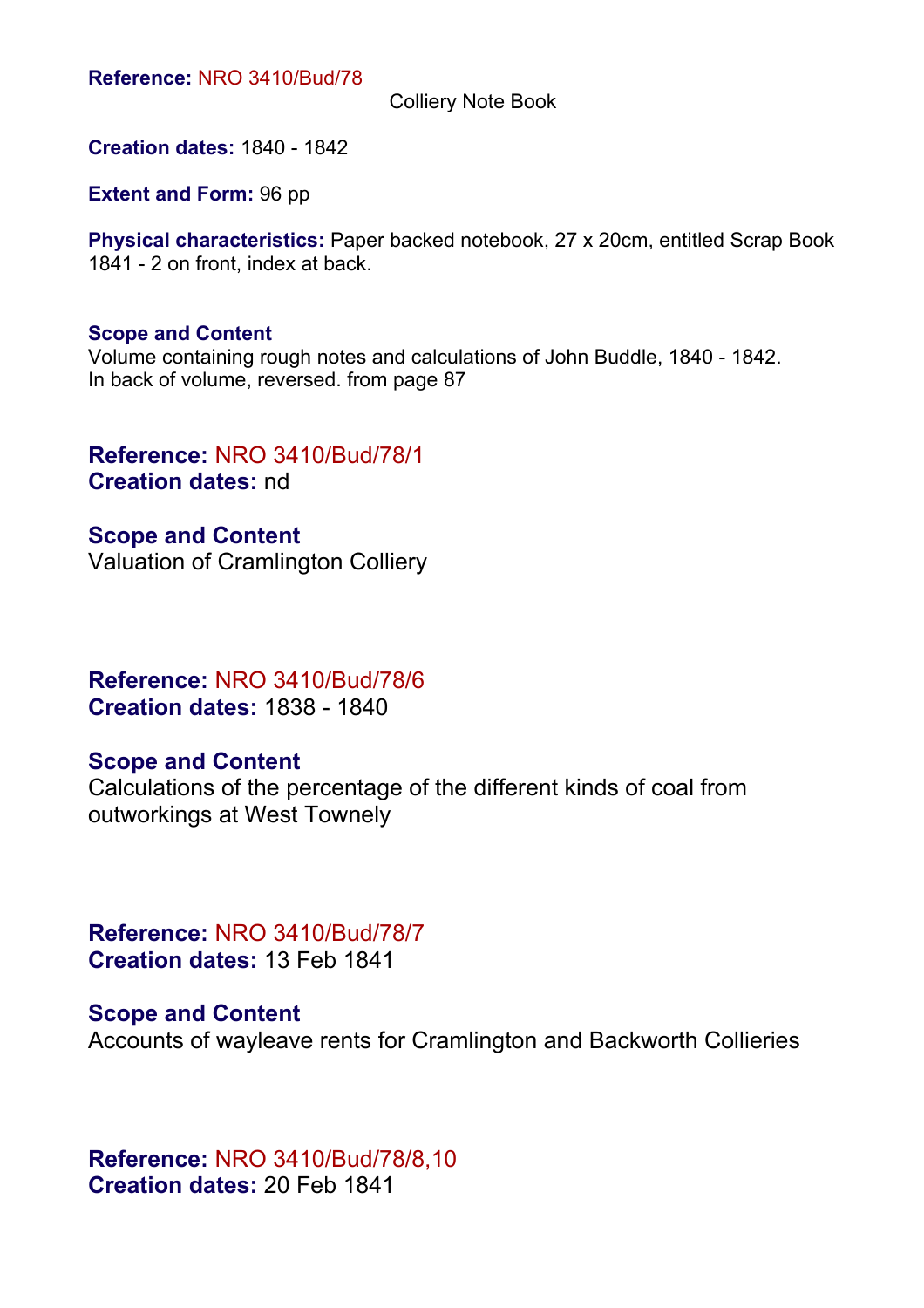**Reference:** NRO 3410/Bud/78

Colliery Note Book

**Creation dates:** 1840 - 1842

**Extent and Form:** 96 pp

**Physical characteristics:** Paper backed notebook, 27 x 20cm, entitled Scrap Book 1841 - 2 on front, index at back.

**Scope and Content**
Volume containing rough notes and calculations of John Buddle, 1840 - 1842.
In back of volume, reversed. from page 87

**Reference:** NRO 3410/Bud/78/1
**Creation dates:** nd

**Scope and Content**
Valuation of Cramlington Colliery

**Reference:** NRO 3410/Bud/78/6
**Creation dates:** 1838 - 1840

**Scope and Content**
Calculations of the percentage of the different kinds of coal from outworkings at West Townely

**Reference:** NRO 3410/Bud/78/7
**Creation dates:** 13 Feb 1841

**Scope and Content**
Accounts of wayleave rents for Cramlington and Backworth Collieries

**Reference:** NRO 3410/Bud/78/8,10
**Creation dates:** 20 Feb 1841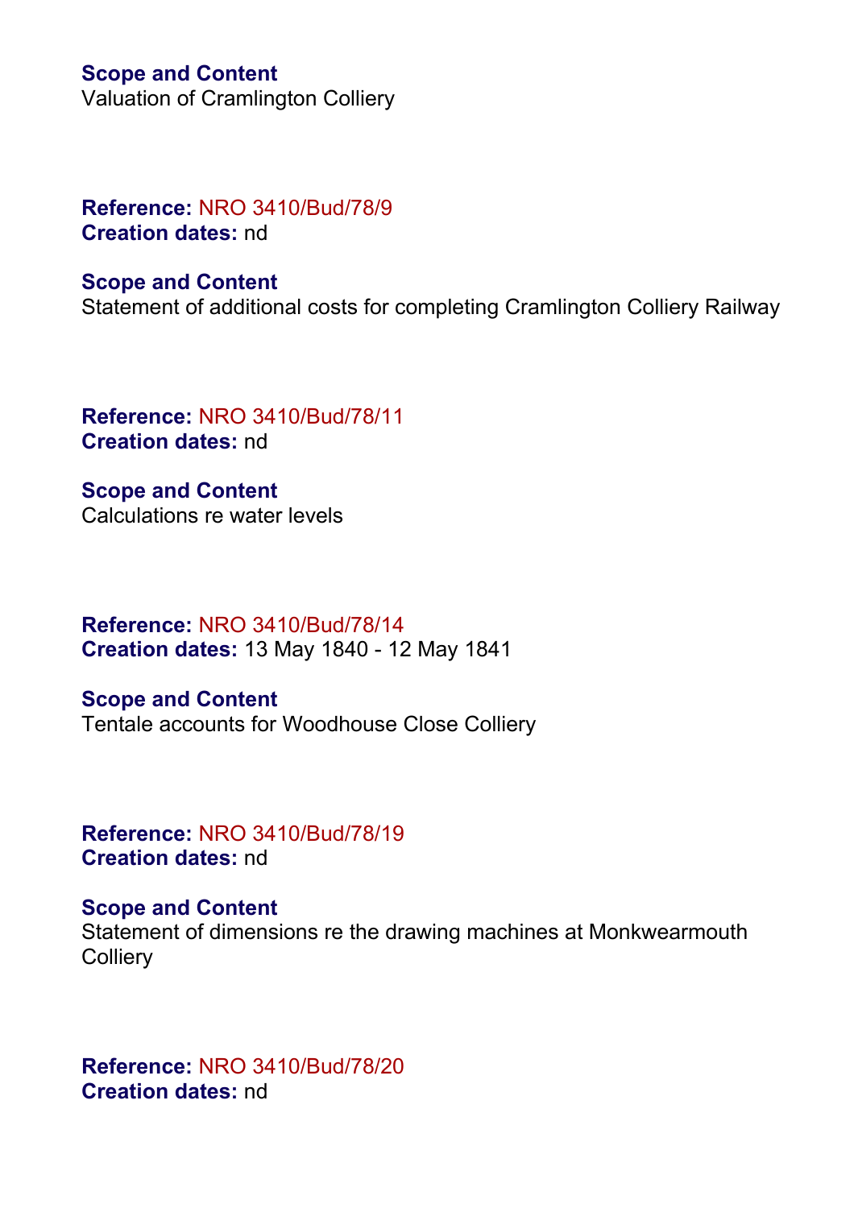**Scope and Content**
Valuation of Cramlington Colliery

**Reference:** NRO 3410/Bud/78/9
**Creation dates:** nd

**Scope and Content**
Statement of additional costs for completing Cramlington Colliery Railway

**Reference:** NRO 3410/Bud/78/11
**Creation dates:** nd

**Scope and Content**
Calculations re water levels

**Reference:** NRO 3410/Bud/78/14
**Creation dates:** 13 May 1840 - 12 May 1841

**Scope and Content**
Tentale accounts for Woodhouse Close Colliery

**Reference:** NRO 3410/Bud/78/19
**Creation dates:** nd

**Scope and Content**
Statement of dimensions re the drawing machines at Monkwearmouth Colliery

**Reference:** NRO 3410/Bud/78/20
**Creation dates:** nd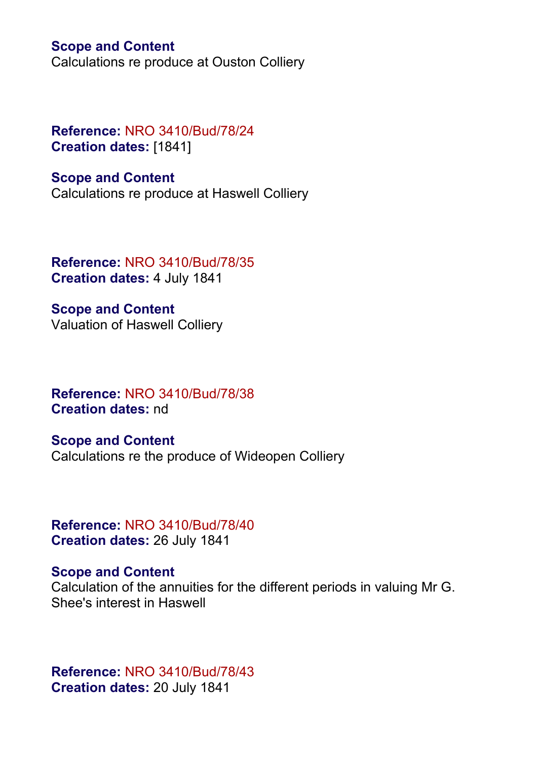**Scope and Content**
Calculations re produce at Ouston Colliery

**Reference:** NRO 3410/Bud/78/24
**Creation dates:** [1841]

**Scope and Content**
Calculations re produce at Haswell Colliery

**Reference:** NRO 3410/Bud/78/35
**Creation dates:** 4 July 1841

**Scope and Content**
Valuation of Haswell Colliery

**Reference:** NRO 3410/Bud/78/38
**Creation dates:** nd

**Scope and Content**
Calculations re the produce of Wideopen Colliery

**Reference:** NRO 3410/Bud/78/40
**Creation dates:** 26 July 1841

**Scope and Content**
Calculation of the annuities for the different periods in valuing Mr G. Shee's interest in Haswell

**Reference:** NRO 3410/Bud/78/43
**Creation dates:** 20 July 1841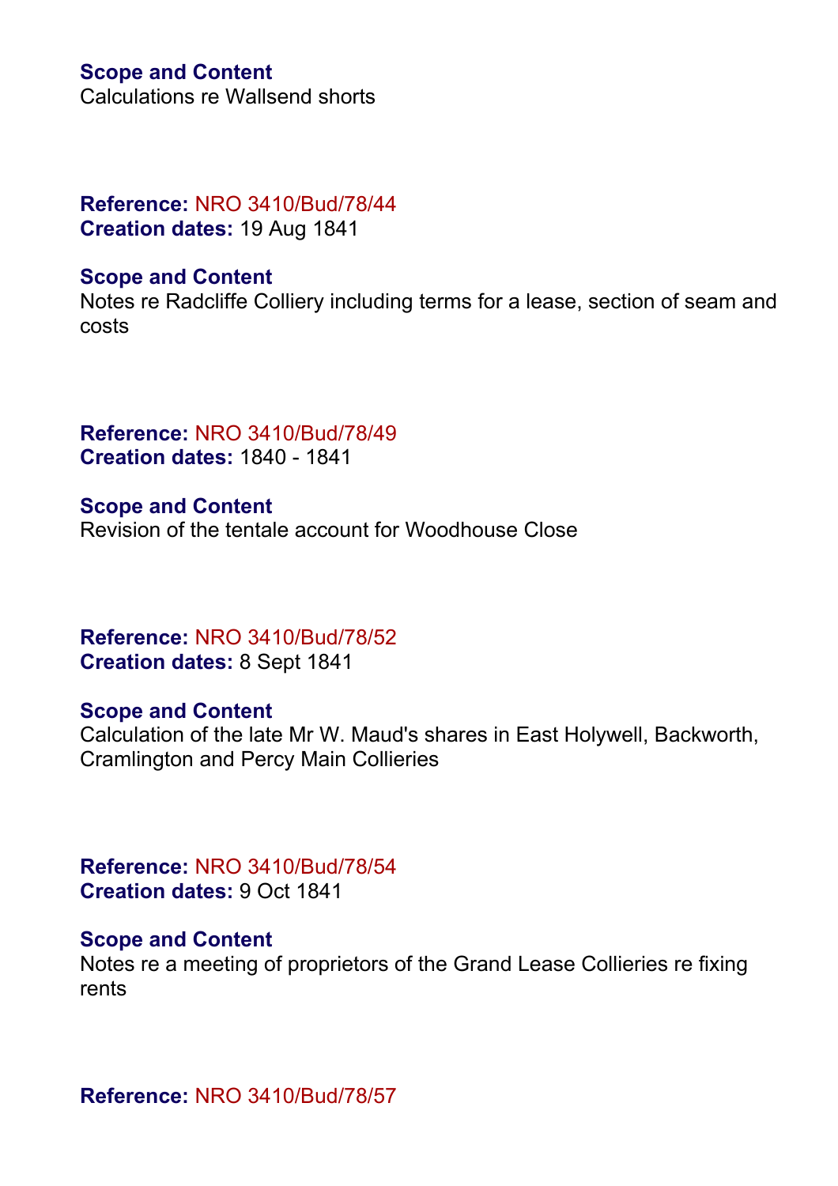**Scope and Content**
Calculations re Wallsend shorts

**Reference:** NRO 3410/Bud/78/44
**Creation dates:** 19 Aug 1841

**Scope and Content**
Notes re Radcliffe Colliery including terms for a lease, section of seam and costs

**Reference:** NRO 3410/Bud/78/49
**Creation dates:** 1840 - 1841

**Scope and Content**
Revision of the tentale account for Woodhouse Close

**Reference:** NRO 3410/Bud/78/52
**Creation dates:** 8 Sept 1841

**Scope and Content**
Calculation of the late Mr W. Maud's shares in East Holywell, Backworth, Cramlington and Percy Main Collieries

**Reference:** NRO 3410/Bud/78/54
**Creation dates:** 9 Oct 1841

**Scope and Content**
Notes re a meeting of proprietors of the Grand Lease Collieries re fixing rents

**Reference:** NRO 3410/Bud/78/57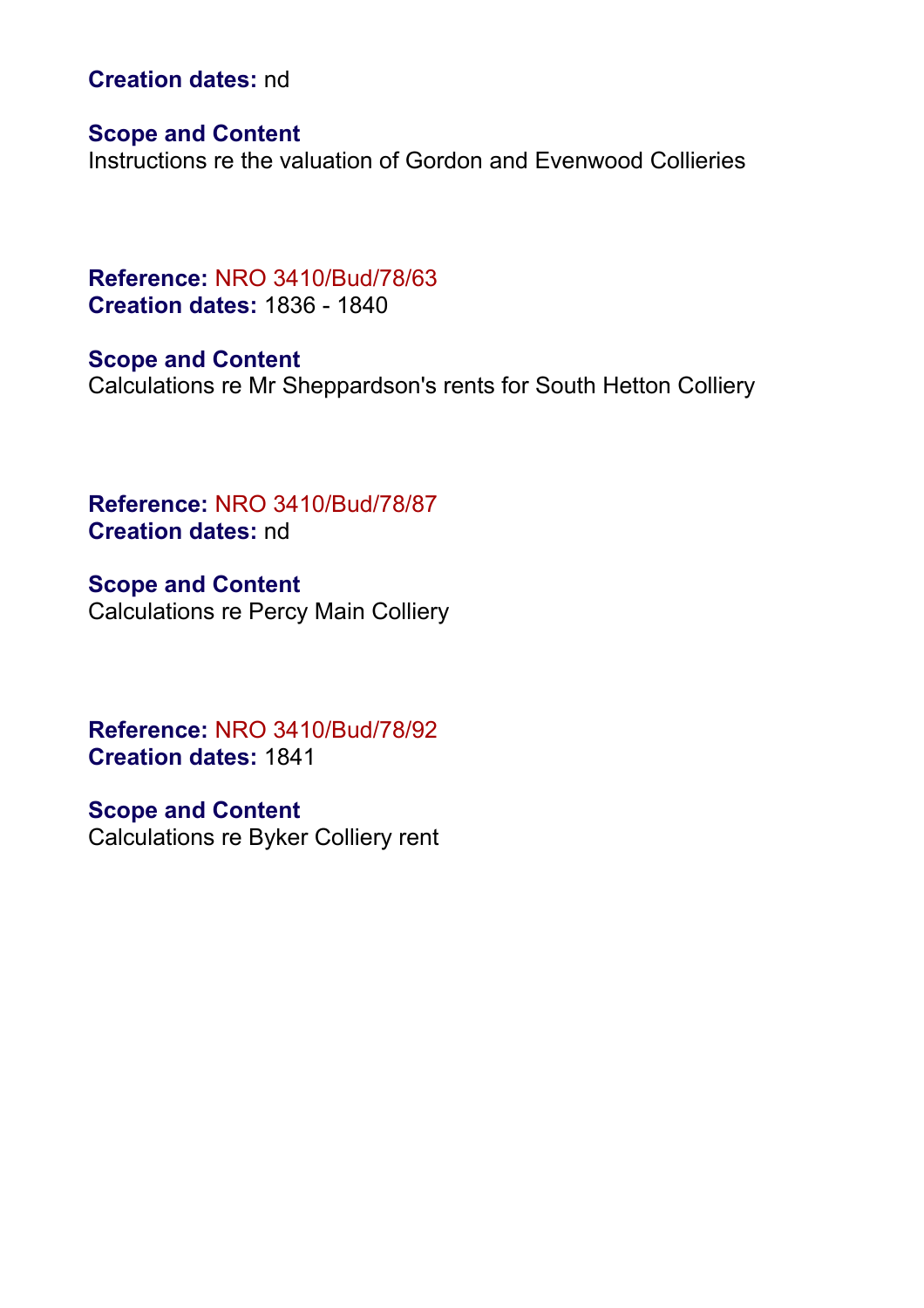**Creation dates:** nd

**Scope and Content**
Instructions re the valuation of Gordon and Evenwood Collieries

**Reference:** NRO 3410/Bud/78/63
**Creation dates:** 1836 - 1840

**Scope and Content**
Calculations re Mr Sheppardson's rents for South Hetton Colliery

**Reference:** NRO 3410/Bud/78/87
**Creation dates:** nd

**Scope and Content**
Calculations re Percy Main Colliery

**Reference:** NRO 3410/Bud/78/92
**Creation dates:** 1841

**Scope and Content**
Calculations re Byker Colliery rent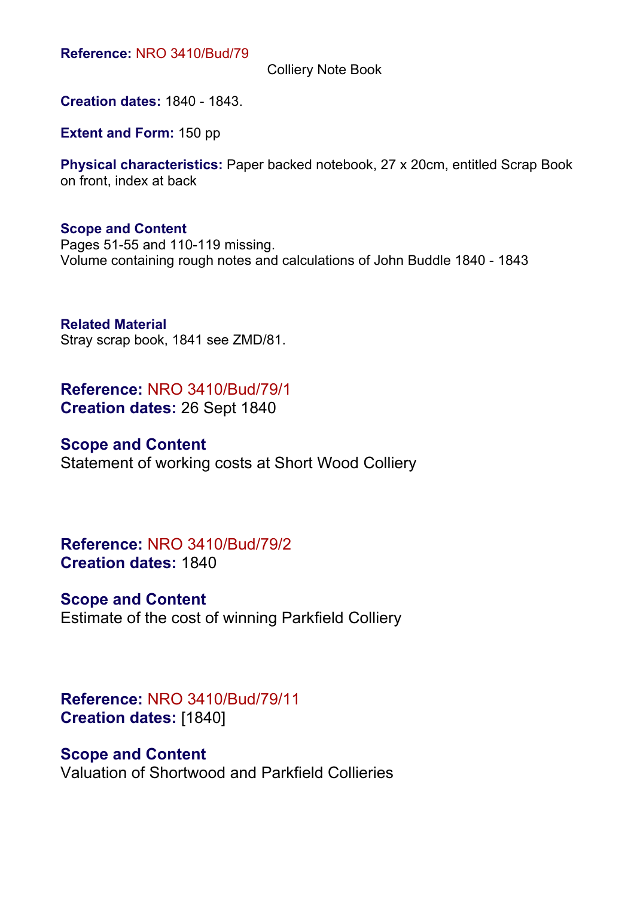**Reference:** NRO 3410/Bud/79

Colliery Note Book

**Creation dates:** 1840 - 1843.

**Extent and Form:** 150 pp

**Physical characteristics:** Paper backed notebook, 27 x 20cm, entitled Scrap Book on front, index at back

**Scope and Content**
Pages 51-55 and 110-119 missing.
Volume containing rough notes and calculations of John Buddle 1840 - 1843

**Related Material**
Stray scrap book, 1841 see ZMD/81.

## Reference: NRO 3410/Bud/79/1
**Creation dates:** 26 Sept 1840

### Scope and Content
Statement of working costs at Short Wood Colliery

## Reference: NRO 3410/Bud/79/2
**Creation dates:** 1840

### Scope and Content
Estimate of the cost of winning Parkfield Colliery

## Reference: NRO 3410/Bud/79/11
**Creation dates:** [1840]

### Scope and Content
Valuation of Shortwood and Parkfield Collieries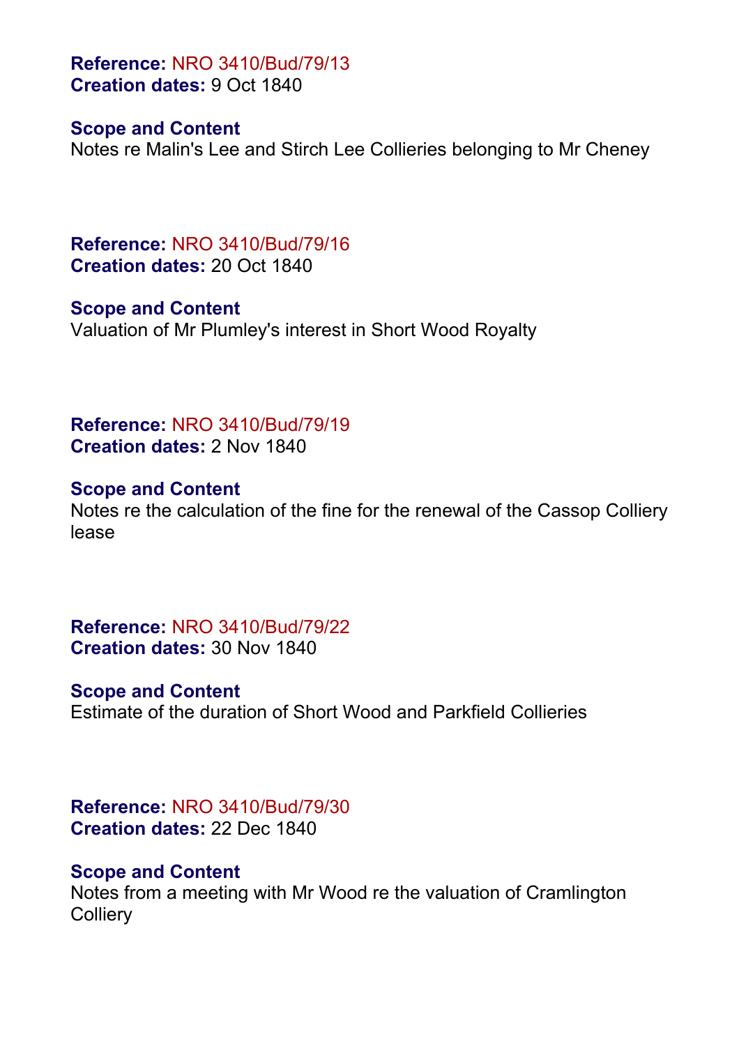**Reference:** NRO 3410/Bud/79/13
**Creation dates:** 9 Oct 1840

**Scope and Content**
Notes re Malin's Lee and Stirch Lee Collieries belonging to Mr Cheney

**Reference:** NRO 3410/Bud/79/16
**Creation dates:** 20 Oct 1840

**Scope and Content**
Valuation of Mr Plumley's interest in Short Wood Royalty

**Reference:** NRO 3410/Bud/79/19
**Creation dates:** 2 Nov 1840

**Scope and Content**
Notes re the calculation of the fine for the renewal of the Cassop Colliery lease

**Reference:** NRO 3410/Bud/79/22
**Creation dates:** 30 Nov 1840

**Scope and Content**
Estimate of the duration of Short Wood and Parkfield Collieries

**Reference:** NRO 3410/Bud/79/30
**Creation dates:** 22 Dec 1840

**Scope and Content**
Notes from a meeting with Mr Wood re the valuation of Cramlington Colliery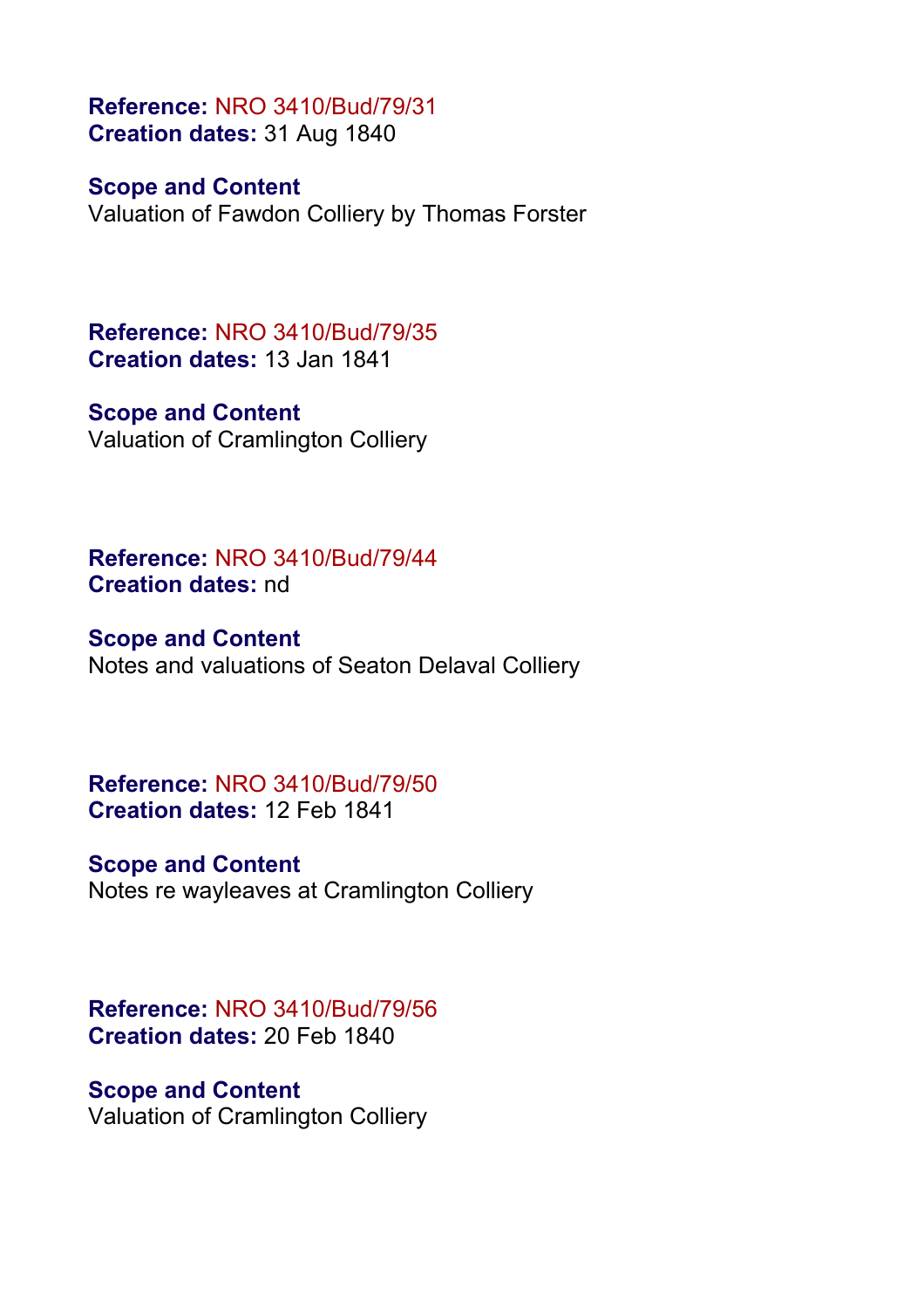**Reference:** NRO 3410/Bud/79/31
**Creation dates:** 31 Aug 1840

**Scope and Content**
Valuation of Fawdon Colliery by Thomas Forster

**Reference:** NRO 3410/Bud/79/35
**Creation dates:** 13 Jan 1841

**Scope and Content**
Valuation of Cramlington Colliery

**Reference:** NRO 3410/Bud/79/44
**Creation dates:** nd

**Scope and Content**
Notes and valuations of Seaton Delaval Colliery

**Reference:** NRO 3410/Bud/79/50
**Creation dates:** 12 Feb 1841

**Scope and Content**
Notes re wayleaves at Cramlington Colliery

**Reference:** NRO 3410/Bud/79/56
**Creation dates:** 20 Feb 1840

**Scope and Content**
Valuation of Cramlington Colliery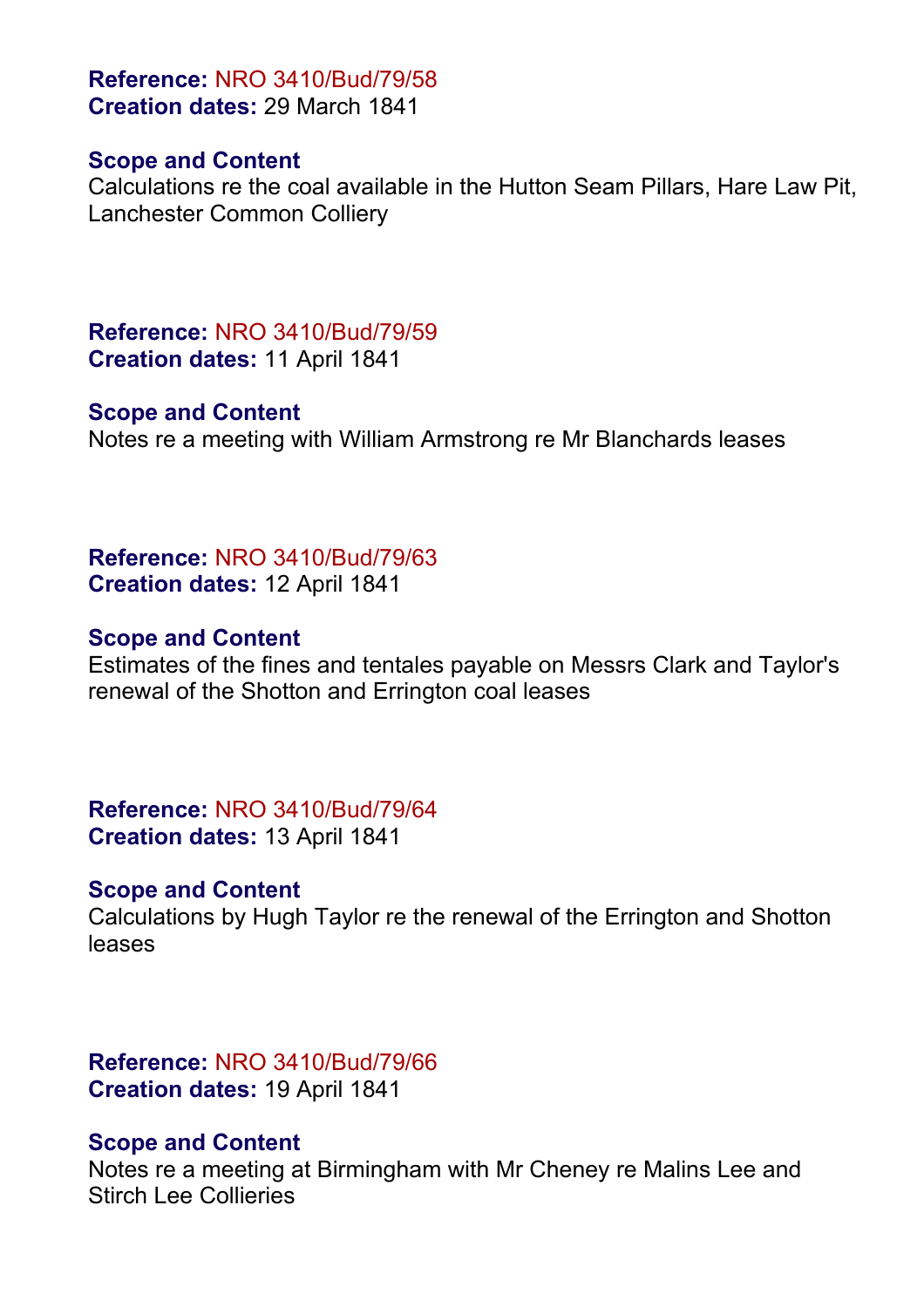**Reference:** NRO 3410/Bud/79/58
**Creation dates:** 29 March 1841

**Scope and Content**
Calculations re the coal available in the Hutton Seam Pillars, Hare Law Pit, Lanchester Common Colliery

**Reference:** NRO 3410/Bud/79/59
**Creation dates:** 11 April 1841

**Scope and Content**
Notes re a meeting with William Armstrong re Mr Blanchards leases

**Reference:** NRO 3410/Bud/79/63
**Creation dates:** 12 April 1841

**Scope and Content**
Estimates of the fines and tentales payable on Messrs Clark and Taylor's renewal of the Shotton and Errington coal leases

**Reference:** NRO 3410/Bud/79/64
**Creation dates:** 13 April 1841

**Scope and Content**
Calculations by Hugh Taylor re the renewal of the Errington and Shotton leases

**Reference:** NRO 3410/Bud/79/66
**Creation dates:** 19 April 1841

**Scope and Content**
Notes re a meeting at Birmingham with Mr Cheney re Malins Lee and Stirch Lee Collieries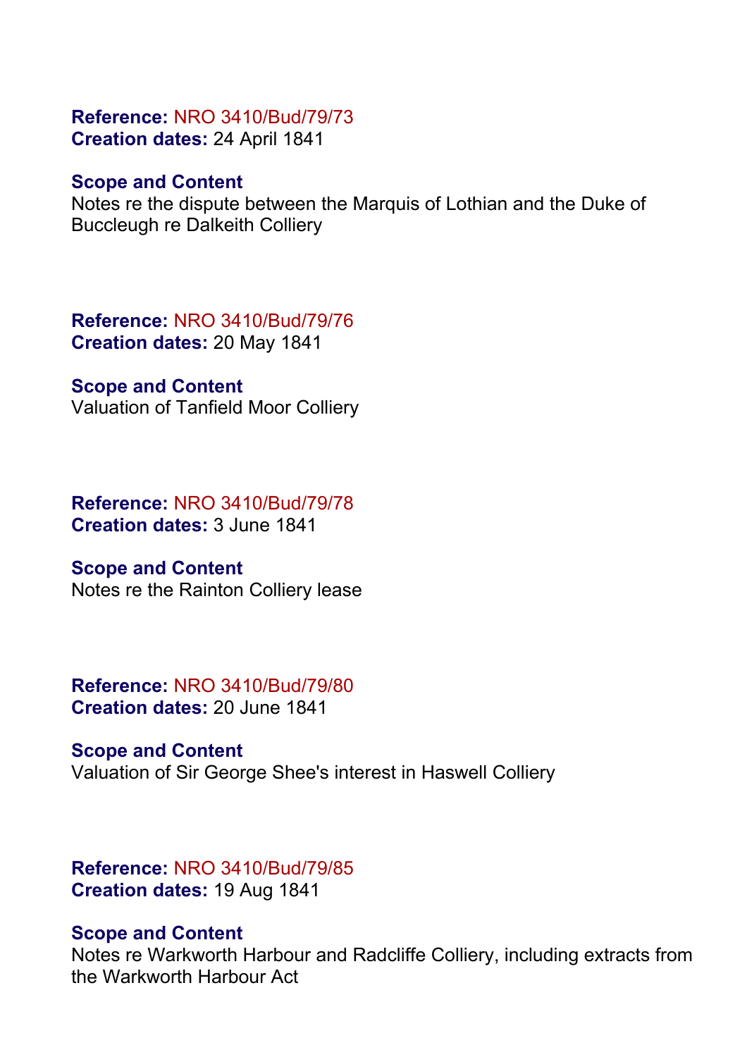**Reference:** NRO 3410/Bud/79/73
**Creation dates:** 24 April 1841

**Scope and Content**
Notes re the dispute between the Marquis of Lothian and the Duke of Buccleugh re Dalkeith Colliery

**Reference:** NRO 3410/Bud/79/76
**Creation dates:** 20 May 1841

**Scope and Content**
Valuation of Tanfield Moor Colliery

**Reference:** NRO 3410/Bud/79/78
**Creation dates:** 3 June 1841

**Scope and Content**
Notes re the Rainton Colliery lease

**Reference:** NRO 3410/Bud/79/80
**Creation dates:** 20 June 1841

**Scope and Content**
Valuation of Sir George Shee's interest in Haswell Colliery

**Reference:** NRO 3410/Bud/79/85
**Creation dates:** 19 Aug 1841

**Scope and Content**
Notes re Warkworth Harbour and Radcliffe Colliery, including extracts from the Warkworth Harbour Act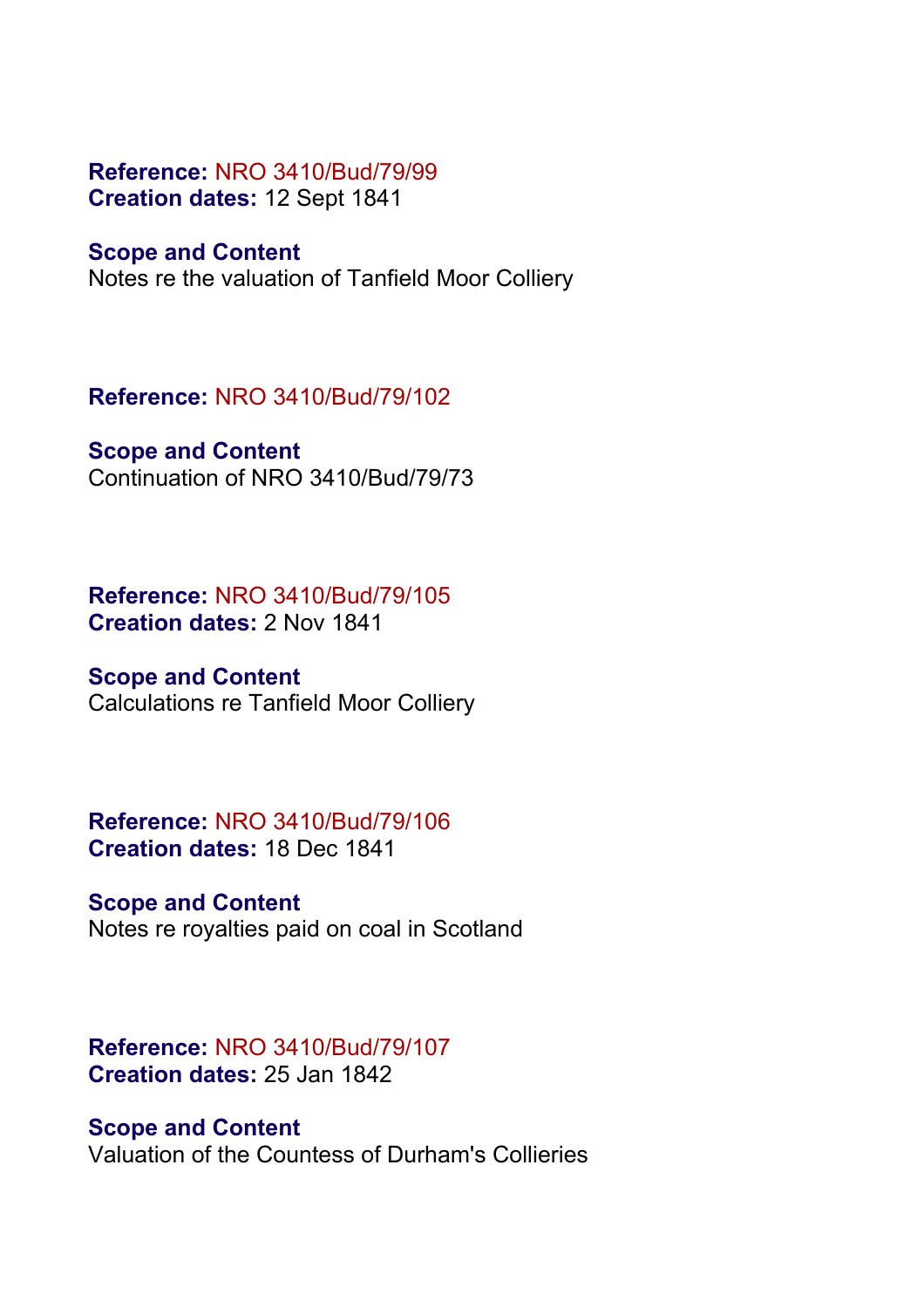**Reference:** NRO 3410/Bud/79/99
**Creation dates:** 12 Sept 1841

**Scope and Content**
Notes re the valuation of Tanfield Moor Colliery

**Reference:** NRO 3410/Bud/79/102

**Scope and Content**
Continuation of NRO 3410/Bud/79/73

**Reference:** NRO 3410/Bud/79/105
**Creation dates:** 2 Nov 1841

**Scope and Content**
Calculations re Tanfield Moor Colliery

**Reference:** NRO 3410/Bud/79/106
**Creation dates:** 18 Dec 1841

**Scope and Content**
Notes re royalties paid on coal in Scotland

**Reference:** NRO 3410/Bud/79/107
**Creation dates:** 25 Jan 1842

**Scope and Content**
Valuation of the Countess of Durham's Collieries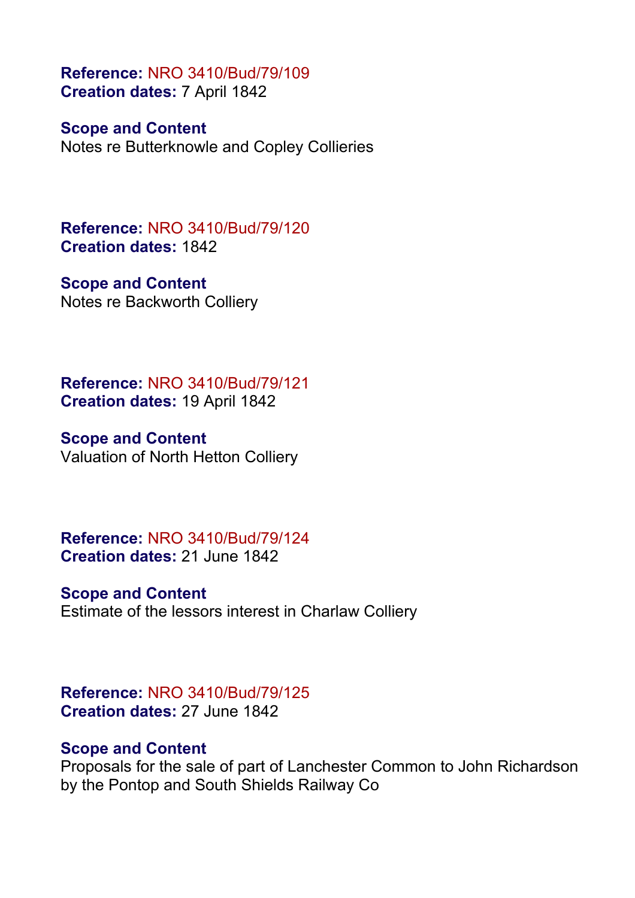**Reference:** NRO 3410/Bud/79/109
**Creation dates:** 7 April 1842

**Scope and Content**
Notes re Butterknowle and Copley Collieries

**Reference:** NRO 3410/Bud/79/120
**Creation dates:** 1842

**Scope and Content**
Notes re Backworth Colliery

**Reference:** NRO 3410/Bud/79/121
**Creation dates:** 19 April 1842

**Scope and Content**
Valuation of North Hetton Colliery

**Reference:** NRO 3410/Bud/79/124
**Creation dates:** 21 June 1842

**Scope and Content**
Estimate of the lessors interest in Charlaw Colliery

**Reference:** NRO 3410/Bud/79/125
**Creation dates:** 27 June 1842

**Scope and Content**
Proposals for the sale of part of Lanchester Common to John Richardson by the Pontop and South Shields Railway Co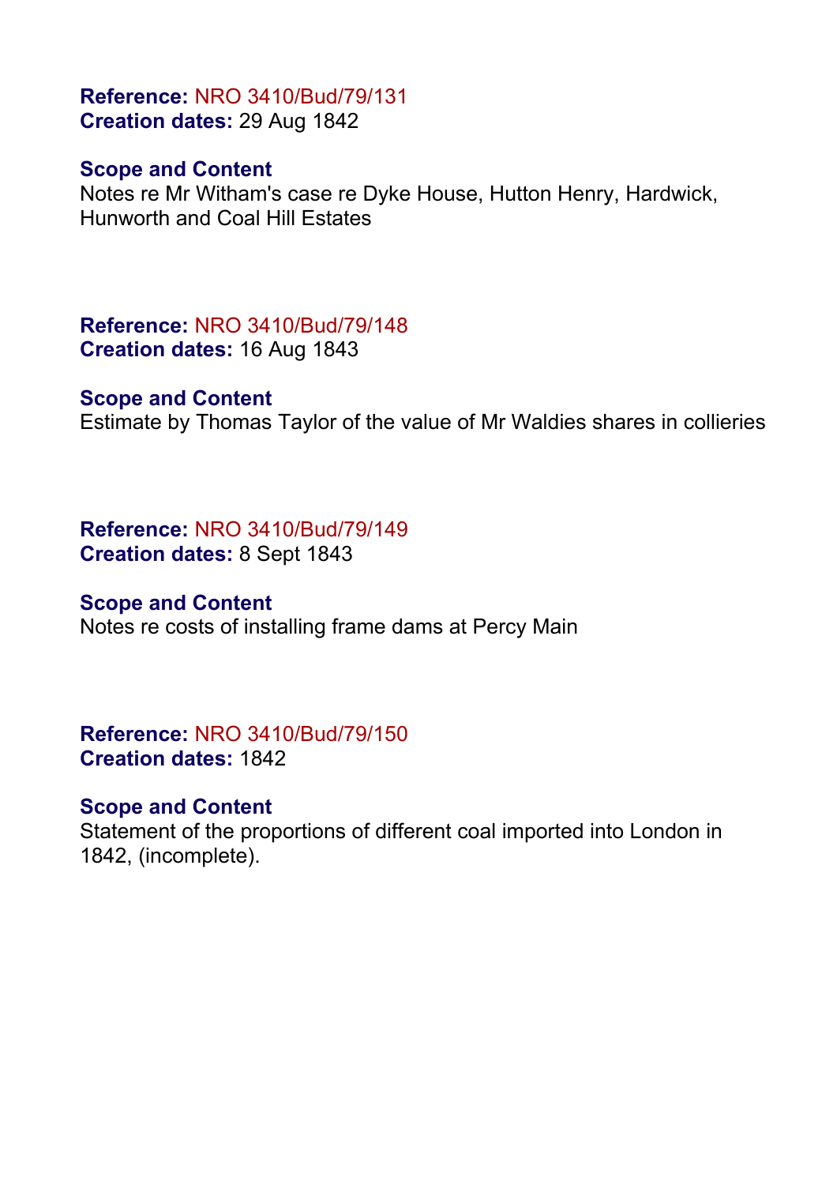**Reference:** NRO 3410/Bud/79/131
**Creation dates:** 29 Aug 1842

**Scope and Content**
Notes re Mr Witham's case re Dyke House, Hutton Henry, Hardwick, Hunworth and Coal Hill Estates

**Reference:** NRO 3410/Bud/79/148
**Creation dates:** 16 Aug 1843

**Scope and Content**
Estimate by Thomas Taylor of the value of Mr Waldies shares in collieries

**Reference:** NRO 3410/Bud/79/149
**Creation dates:** 8 Sept 1843

**Scope and Content**
Notes re costs of installing frame dams at Percy Main

**Reference:** NRO 3410/Bud/79/150
**Creation dates:** 1842

**Scope and Content**
Statement of the proportions of different coal imported into London in 1842, (incomplete).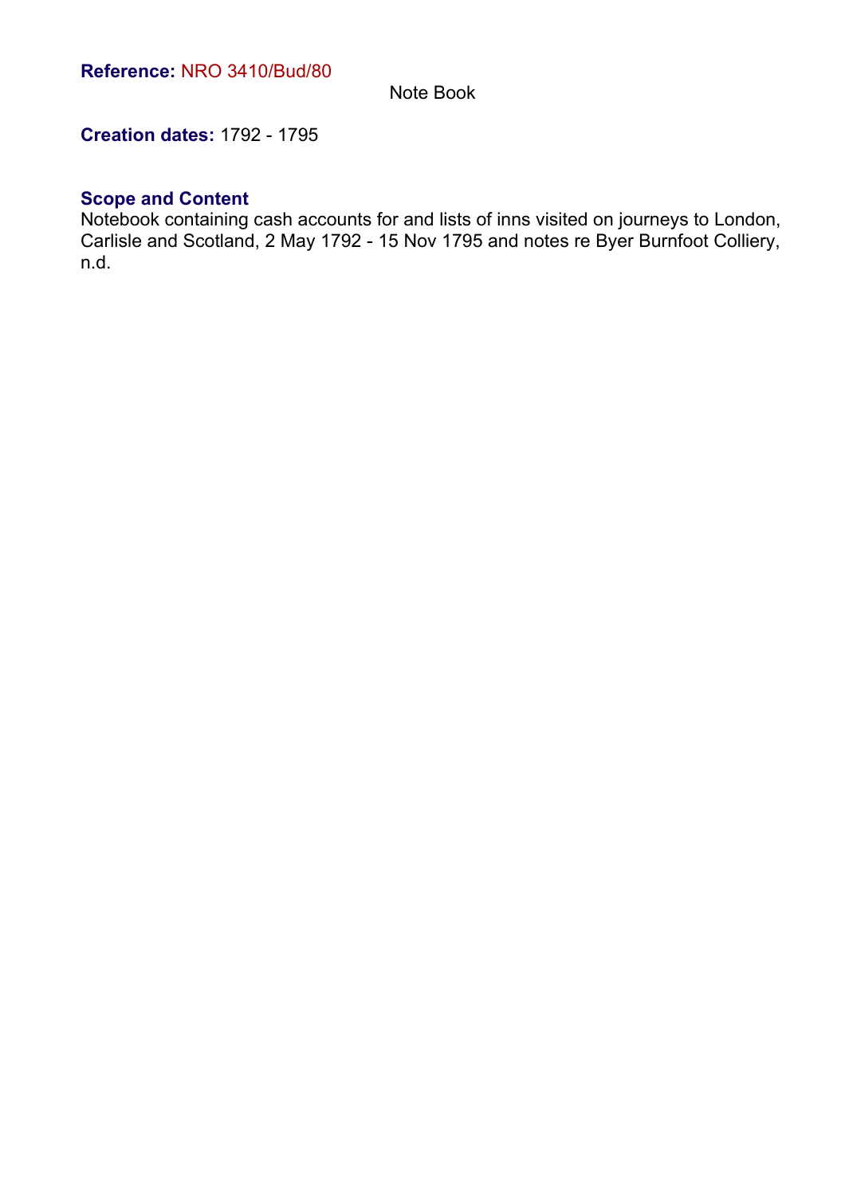**Reference:** NRO 3410/Bud/80

Note Book

**Creation dates:** 1792 - 1795

**Scope and Content**

Notebook containing cash accounts for and lists of inns visited on journeys to London, Carlisle and Scotland, 2 May 1792 - 15 Nov 1795 and notes re Byer Burnfoot Colliery, n.d.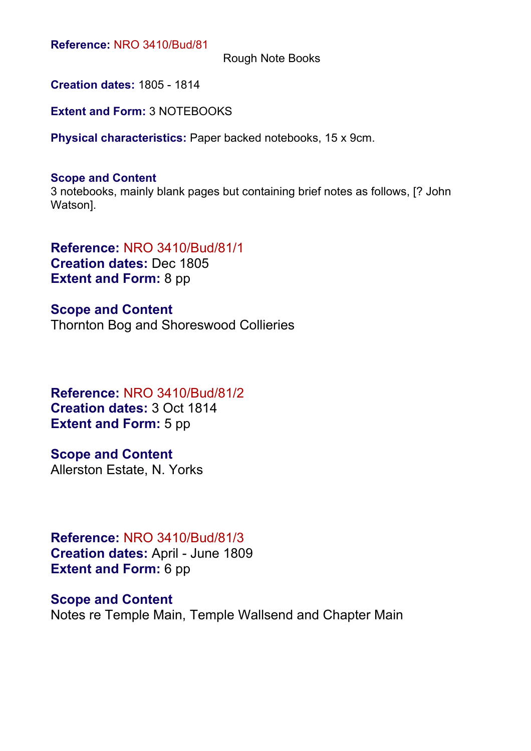**Reference:** NRO 3410/Bud/81

Rough Note Books

**Creation dates:** 1805 - 1814

**Extent and Form:** 3 NOTEBOOKS

**Physical characteristics:** Paper backed notebooks, 15 x 9cm.

**Scope and Content**
3 notebooks, mainly blank pages but containing brief notes as follows, [? John Watson].

**Reference:** NRO 3410/Bud/81/1
**Creation dates:** Dec 1805
**Extent and Form:** 8 pp

**Scope and Content**
Thornton Bog and Shoreswood Collieries

**Reference:** NRO 3410/Bud/81/2
**Creation dates:** 3 Oct 1814
**Extent and Form:** 5 pp

**Scope and Content**
Allerston Estate, N. Yorks

**Reference:** NRO 3410/Bud/81/3
**Creation dates:** April - June 1809
**Extent and Form:** 6 pp

**Scope and Content**
Notes re Temple Main, Temple Wallsend and Chapter Main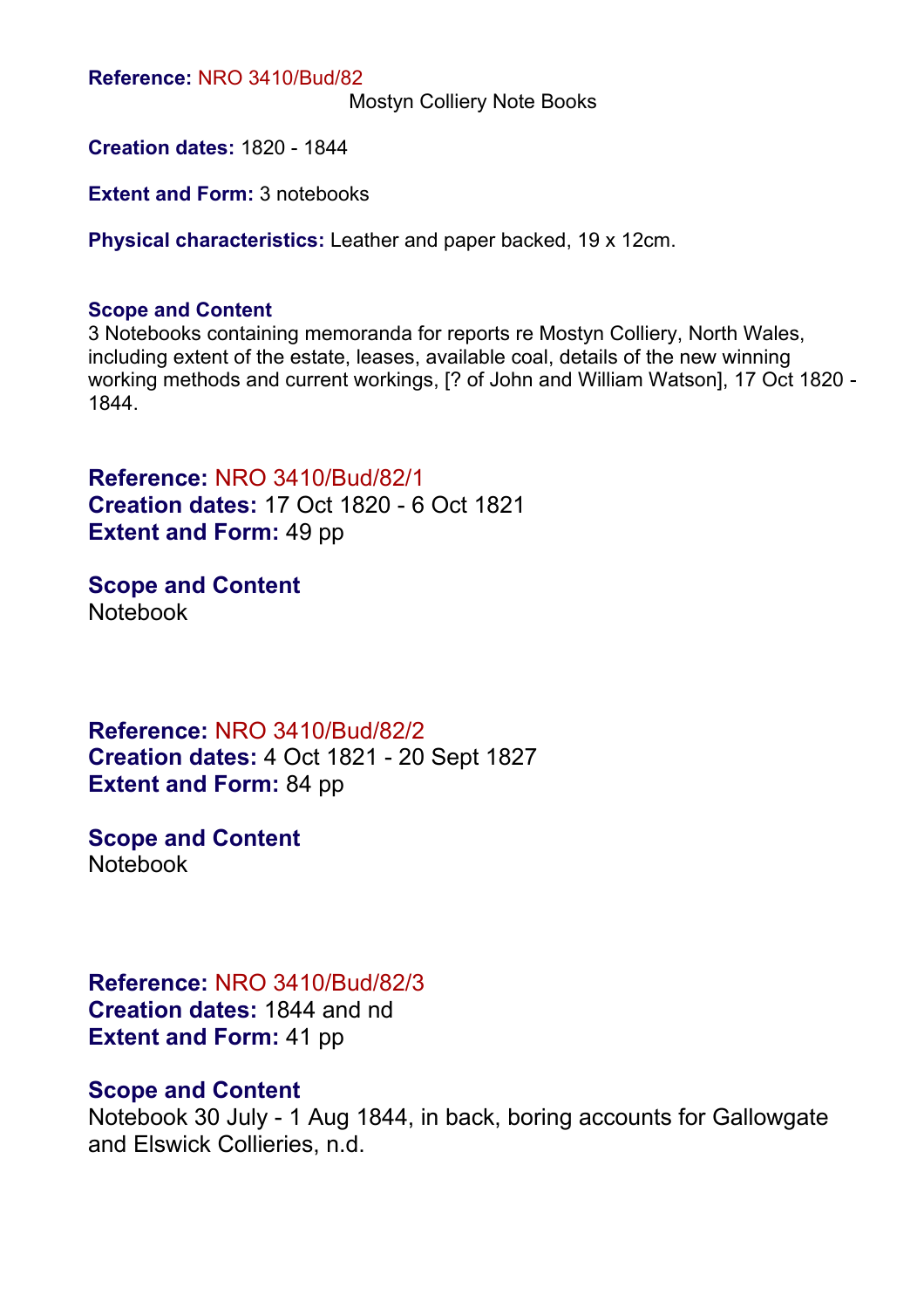**Reference:** NRO 3410/Bud/82

Mostyn Colliery Note Books

**Creation dates:** 1820 - 1844

**Extent and Form:** 3 notebooks

**Physical characteristics:** Leather and paper backed, 19 x 12cm.

**Scope and Content**

3 Notebooks containing memoranda for reports re Mostyn Colliery, North Wales, including extent of the estate, leases, available coal, details of the new winning working methods and current workings, [? of John and William Watson], 17 Oct 1820 - 1844.

**Reference:** NRO 3410/Bud/82/1
**Creation dates:** 17 Oct 1820 - 6 Oct 1821
**Extent and Form:** 49 pp

**Scope and Content**
Notebook

**Reference:** NRO 3410/Bud/82/2
**Creation dates:** 4 Oct 1821 - 20 Sept 1827
**Extent and Form:** 84 pp

**Scope and Content**
Notebook

**Reference:** NRO 3410/Bud/82/3
**Creation dates:** 1844 and nd
**Extent and Form:** 41 pp

**Scope and Content**
Notebook 30 July - 1 Aug 1844, in back, boring accounts for Gallowgate and Elswick Collieries, n.d.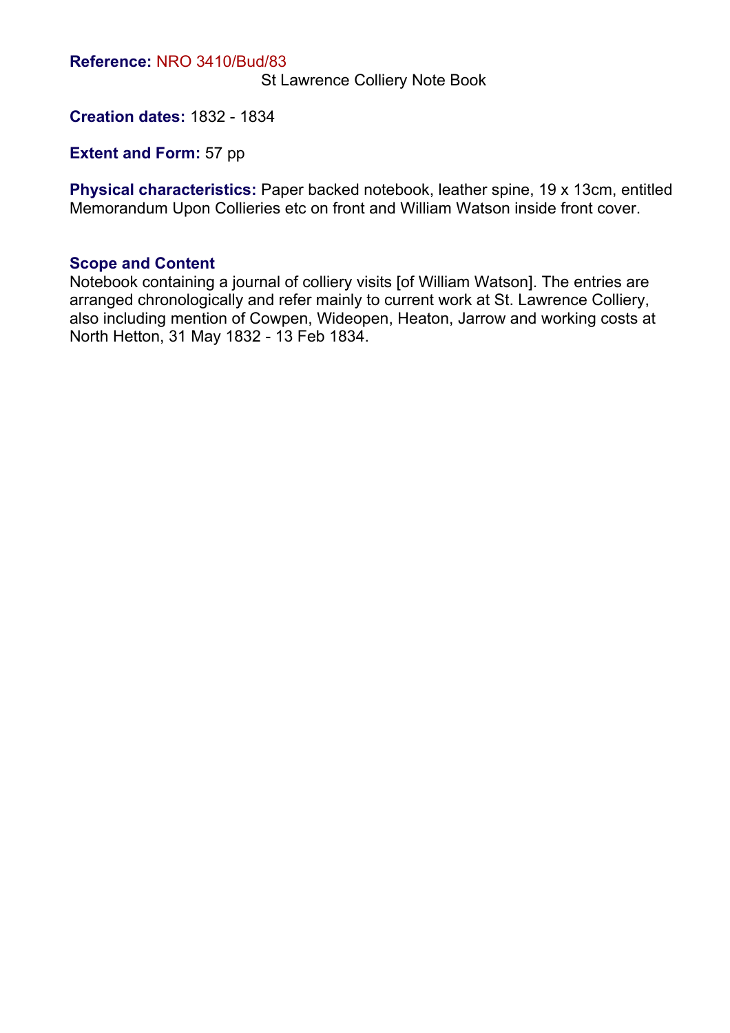**Reference:** NRO 3410/Bud/83

St Lawrence Colliery Note Book

**Creation dates:** 1832 - 1834

**Extent and Form:** 57 pp

**Physical characteristics:** Paper backed notebook, leather spine, 19 x 13cm, entitled Memorandum Upon Collieries etc on front and William Watson inside front cover.

**Scope and Content**

Notebook containing a journal of colliery visits [of William Watson]. The entries are arranged chronologically and refer mainly to current work at St. Lawrence Colliery, also including mention of Cowpen, Wideopen, Heaton, Jarrow and working costs at North Hetton, 31 May 1832 - 13 Feb 1834.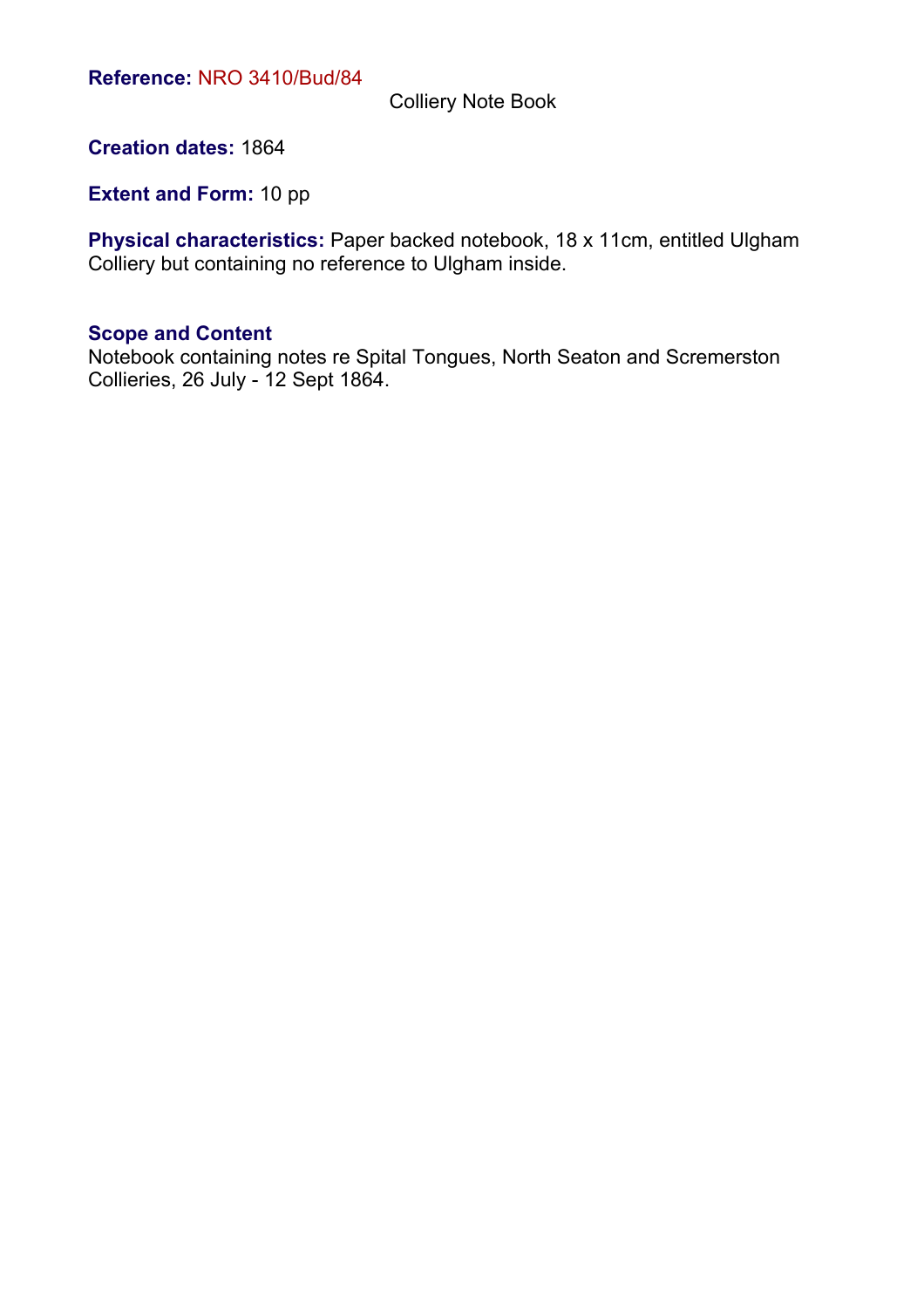**Reference:** NRO 3410/Bud/84

Colliery Note Book

**Creation dates:** 1864

**Extent and Form:** 10 pp

**Physical characteristics:** Paper backed notebook, 18 x 11cm, entitled Ulgham Colliery but containing no reference to Ulgham inside.

**Scope and Content**
Notebook containing notes re Spital Tongues, North Seaton and Scremerston Collieries, 26 July - 12 Sept 1864.